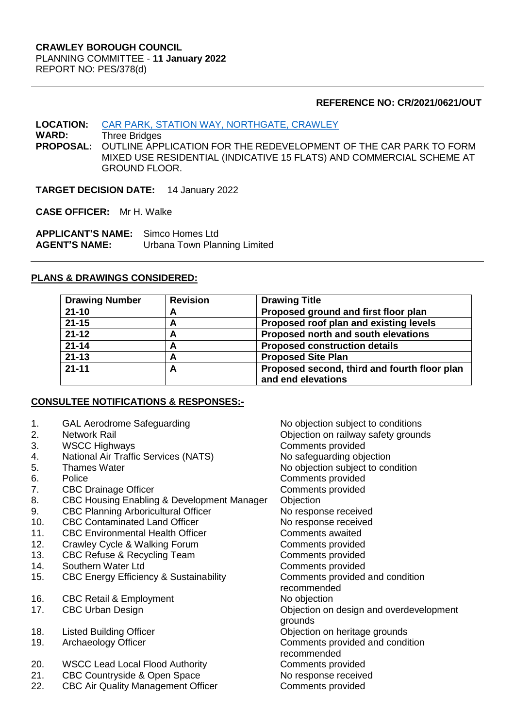**CRAWLEY BOROUGH COUNCIL**
PLANNING COMMITTEE - **11 January 2022**
REPORT NO: PES/378(d)

---

**REFERENCE NO: CR/2021/0621/OUT**

**LOCATION:** [CAR PARK, STATION WAY, NORTHGATE, CRAWLEY]
**WARD:** Three Bridges
**PROPOSAL:** OUTLINE APPLICATION FOR THE REDEVELOPMENT OF THE CAR PARK TO FORM MIXED USE RESIDENTIAL (INDICATIVE 15 FLATS) AND COMMERCIAL SCHEME AT GROUND FLOOR.

**TARGET DECISION DATE:** 14 January 2022

**CASE OFFICER:** Mr H. Walke

**APPLICANT'S NAME:** Simco Homes Ltd
**AGENT'S NAME:** Urbana Town Planning Limited

---

## PLANS & DRAWINGS CONSIDERED:

| Drawing Number | Revision | Drawing Title |
|---|---|---|
| 21-10 | A | Proposed ground and first floor plan |
| 21-15 | A | Proposed roof plan and existing levels |
| 21-12 | A | Proposed north and south elevations |
| 21-14 | A | Proposed construction details |
| 21-13 | A | Proposed Site Plan |
| 21-11 | A | Proposed second, third and fourth floor plan and end elevations |

## CONSULTEE NOTIFICATIONS & RESPONSES:-

| | Consultee | Response |
|---|---|---|
| 1. | GAL Aerodrome Safeguarding | No objection subject to conditions |
| 2. | Network Rail | Objection on railway safety grounds |
| 3. | WSCC Highways | Comments provided |
| 4. | National Air Traffic Services (NATS) | No safeguarding objection |
| 5. | Thames Water | No objection subject to condition |
| 6. | Police | Comments provided |
| 7. | CBC Drainage Officer | Comments provided |
| 8. | CBC Housing Enabling & Development Manager | Objection |
| 9. | CBC Planning Arboricultural Officer | No response received |
| 10. | CBC Contaminated Land Officer | No response received |
| 11. | CBC Environmental Health Officer | Comments awaited |
| 12. | Crawley Cycle & Walking Forum | Comments provided |
| 13. | CBC Refuse & Recycling Team | Comments provided |
| 14. | Southern Water Ltd | Comments provided |
| 15. | CBC Energy Efficiency & Sustainability | Comments provided and condition recommended |
| 16. | CBC Retail & Employment | No objection |
| 17. | CBC Urban Design | Objection on design and overdevelopment grounds |
| 18. | Listed Building Officer | Objection on heritage grounds |
| 19. | Archaeology Officer | Comments provided and condition recommended |
| 20. | WSCC Lead Local Flood Authority | Comments provided |
| 21. | CBC Countryside & Open Space | No response received |
| 22. | CBC Air Quality Management Officer | Comments provided |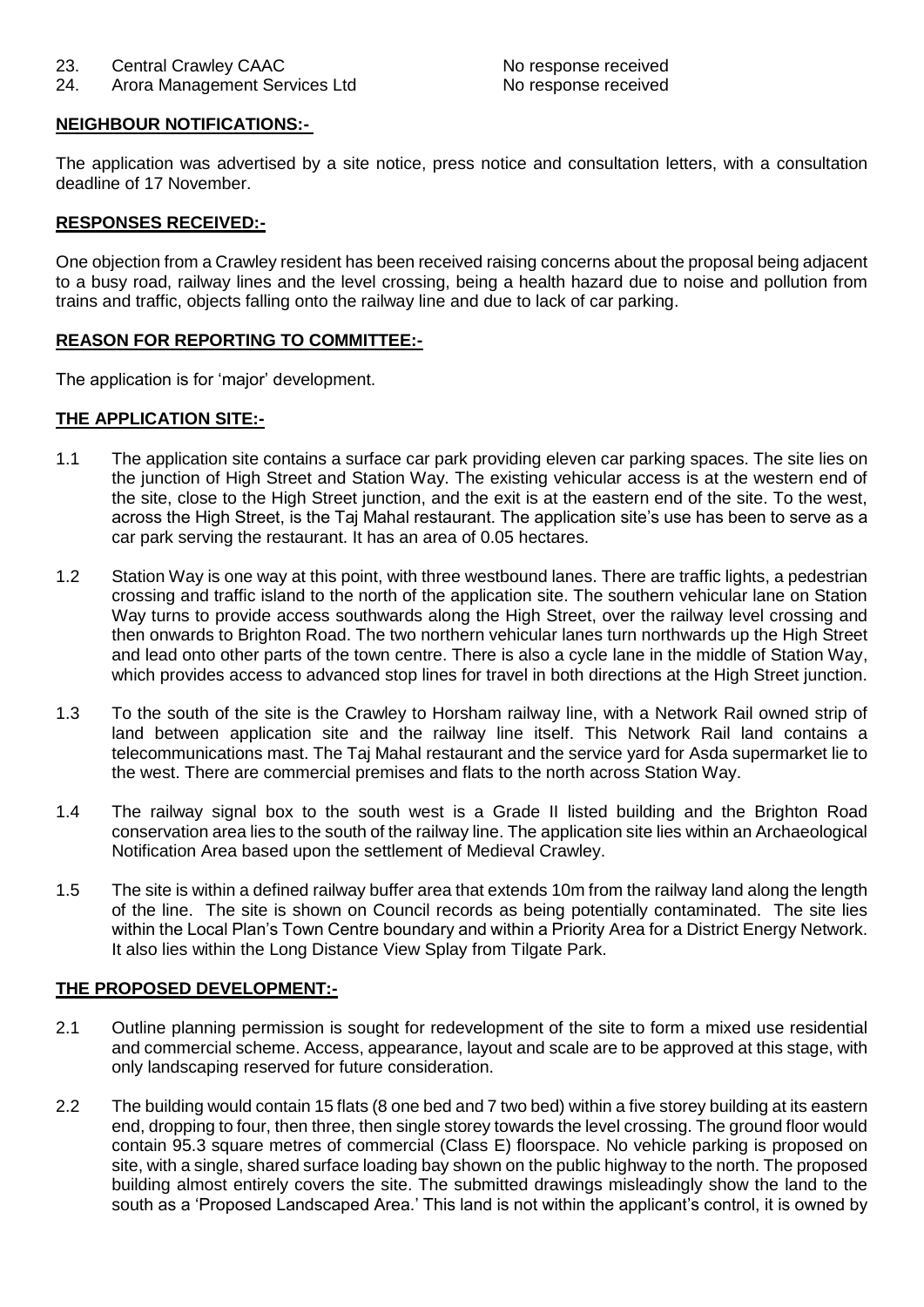| | | |
|---|---|---|
| 23. | Central Crawley CAAC | No response received |
| 24. | Arora Management Services Ltd | No response received |

**NEIGHBOUR NOTIFICATIONS:-**

The application was advertised by a site notice, press notice and consultation letters, with a consultation deadline of 17 November.

**RESPONSES RECEIVED:-**

One objection from a Crawley resident has been received raising concerns about the proposal being adjacent to a busy road, railway lines and the level crossing, being a health hazard due to noise and pollution from trains and traffic, objects falling onto the railway line and due to lack of car parking.

**REASON FOR REPORTING TO COMMITTEE:-**

The application is for 'major' development.

**THE APPLICATION SITE:-**

1.1 The application site contains a surface car park providing eleven car parking spaces. The site lies on the junction of High Street and Station Way. The existing vehicular access is at the western end of the site, close to the High Street junction, and the exit is at the eastern end of the site. To the west, across the High Street, is the Taj Mahal restaurant. The application site's use has been to serve as a car park serving the restaurant. It has an area of 0.05 hectares.

1.2 Station Way is one way at this point, with three westbound lanes. There are traffic lights, a pedestrian crossing and traffic island to the north of the application site. The southern vehicular lane on Station Way turns to provide access southwards along the High Street, over the railway level crossing and then onwards to Brighton Road. The two northern vehicular lanes turn northwards up the High Street and lead onto other parts of the town centre. There is also a cycle lane in the middle of Station Way, which provides access to advanced stop lines for travel in both directions at the High Street junction.

1.3 To the south of the site is the Crawley to Horsham railway line, with a Network Rail owned strip of land between application site and the railway line itself. This Network Rail land contains a telecommunications mast. The Taj Mahal restaurant and the service yard for Asda supermarket lie to the west. There are commercial premises and flats to the north across Station Way.

1.4 The railway signal box to the south west is a Grade II listed building and the Brighton Road conservation area lies to the south of the railway line. The application site lies within an Archaeological Notification Area based upon the settlement of Medieval Crawley.

1.5 The site is within a defined railway buffer area that extends 10m from the railway land along the length of the line. The site is shown on Council records as being potentially contaminated. The site lies within the Local Plan's Town Centre boundary and within a Priority Area for a District Energy Network. It also lies within the Long Distance View Splay from Tilgate Park.

**THE PROPOSED DEVELOPMENT:-**

2.1 Outline planning permission is sought for redevelopment of the site to form a mixed use residential and commercial scheme. Access, appearance, layout and scale are to be approved at this stage, with only landscaping reserved for future consideration.

2.2 The building would contain 15 flats (8 one bed and 7 two bed) within a five storey building at its eastern end, dropping to four, then three, then single storey towards the level crossing. The ground floor would contain 95.3 square metres of commercial (Class E) floorspace. No vehicle parking is proposed on site, with a single, shared surface loading bay shown on the public highway to the north. The proposed building almost entirely covers the site. The submitted drawings misleadingly show the land to the south as a 'Proposed Landscaped Area.' This land is not within the applicant's control, it is owned by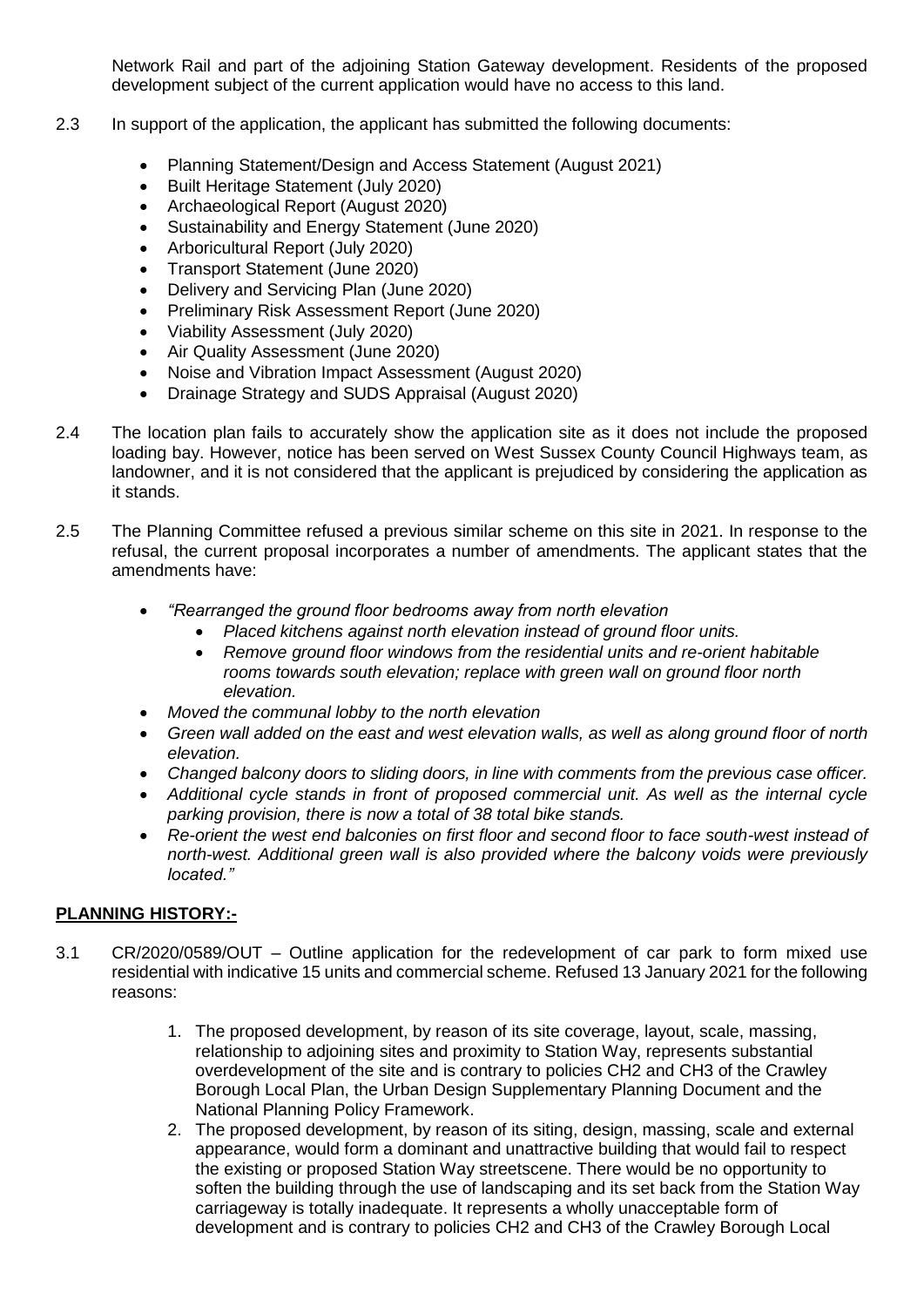Network Rail and part of the adjoining Station Gateway development. Residents of the proposed development subject of the current application would have no access to this land.

2.3 In support of the application, the applicant has submitted the following documents:

- Planning Statement/Design and Access Statement (August 2021)
- Built Heritage Statement (July 2020)
- Archaeological Report (August 2020)
- Sustainability and Energy Statement (June 2020)
- Arboricultural Report (July 2020)
- Transport Statement (June 2020)
- Delivery and Servicing Plan (June 2020)
- Preliminary Risk Assessment Report (June 2020)
- Viability Assessment (July 2020)
- Air Quality Assessment (June 2020)
- Noise and Vibration Impact Assessment (August 2020)
- Drainage Strategy and SUDS Appraisal (August 2020)

2.4 The location plan fails to accurately show the application site as it does not include the proposed loading bay. However, notice has been served on West Sussex County Council Highways team, as landowner, and it is not considered that the applicant is prejudiced by considering the application as it stands.

2.5 The Planning Committee refused a previous similar scheme on this site in 2021. In response to the refusal, the current proposal incorporates a number of amendments. The applicant states that the amendments have:

- *"Rearranged the ground floor bedrooms away from north elevation*
  - *Placed kitchens against north elevation instead of ground floor units.*
  - *Remove ground floor windows from the residential units and re-orient habitable rooms towards south elevation; replace with green wall on ground floor north elevation.*
- *Moved the communal lobby to the north elevation*
- *Green wall added on the east and west elevation walls, as well as along ground floor of north elevation.*
- *Changed balcony doors to sliding doors, in line with comments from the previous case officer.*
- *Additional cycle stands in front of proposed commercial unit. As well as the internal cycle parking provision, there is now a total of 38 total bike stands.*
- *Re-orient the west end balconies on first floor and second floor to face south-west instead of north-west. Additional green wall is also provided where the balcony voids were previously located."*

## PLANNING HISTORY:-

3.1 CR/2020/0589/OUT – Outline application for the redevelopment of car park to form mixed use residential with indicative 15 units and commercial scheme. Refused 13 January 2021 for the following reasons:

1. The proposed development, by reason of its site coverage, layout, scale, massing, relationship to adjoining sites and proximity to Station Way, represents substantial overdevelopment of the site and is contrary to policies CH2 and CH3 of the Crawley Borough Local Plan, the Urban Design Supplementary Planning Document and the National Planning Policy Framework.
2. The proposed development, by reason of its siting, design, massing, scale and external appearance, would form a dominant and unattractive building that would fail to respect the existing or proposed Station Way streetscene. There would be no opportunity to soften the building through the use of landscaping and its set back from the Station Way carriageway is totally inadequate. It represents a wholly unacceptable form of development and is contrary to policies CH2 and CH3 of the Crawley Borough Local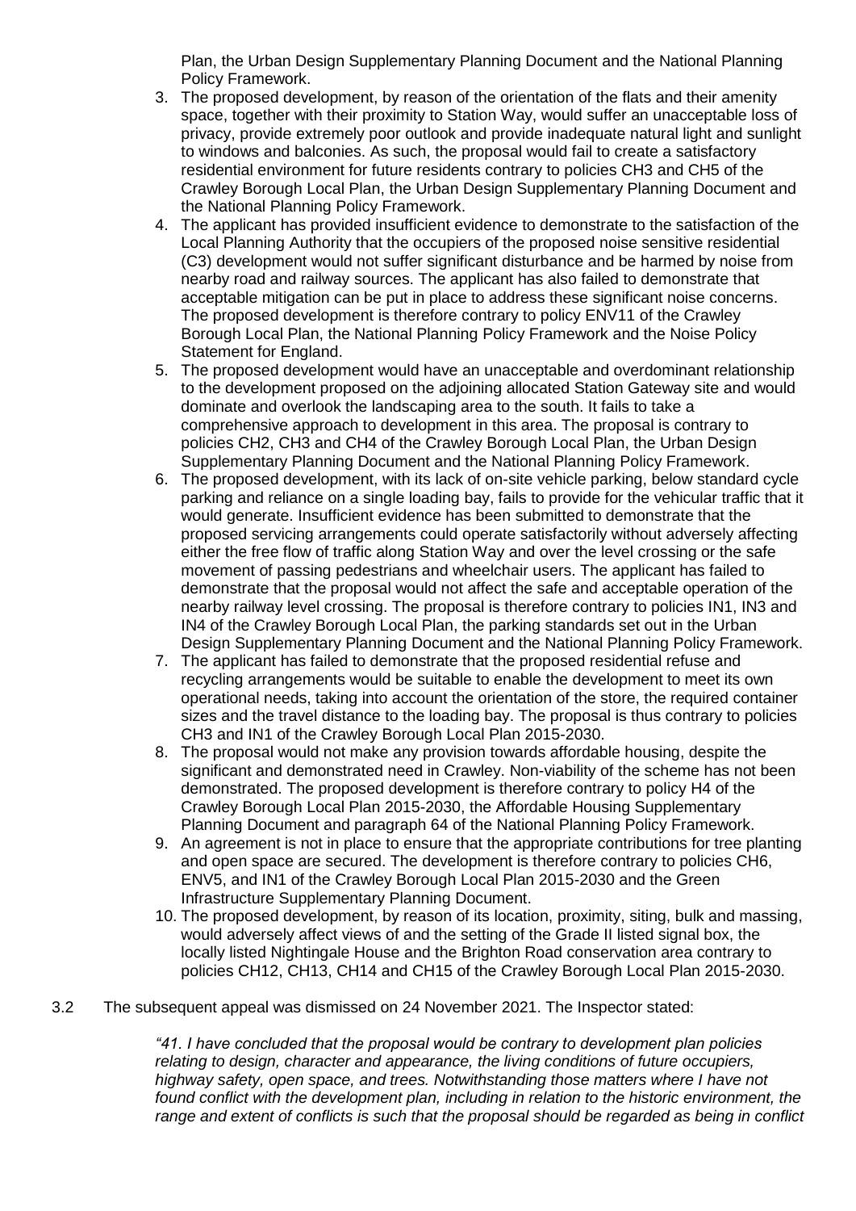Plan, the Urban Design Supplementary Planning Document and the National Planning Policy Framework.

3. The proposed development, by reason of the orientation of the flats and their amenity space, together with their proximity to Station Way, would suffer an unacceptable loss of privacy, provide extremely poor outlook and provide inadequate natural light and sunlight to windows and balconies. As such, the proposal would fail to create a satisfactory residential environment for future residents contrary to policies CH3 and CH5 of the Crawley Borough Local Plan, the Urban Design Supplementary Planning Document and the National Planning Policy Framework.
4. The applicant has provided insufficient evidence to demonstrate to the satisfaction of the Local Planning Authority that the occupiers of the proposed noise sensitive residential (C3) development would not suffer significant disturbance and be harmed by noise from nearby road and railway sources. The applicant has also failed to demonstrate that acceptable mitigation can be put in place to address these significant noise concerns. The proposed development is therefore contrary to policy ENV11 of the Crawley Borough Local Plan, the National Planning Policy Framework and the Noise Policy Statement for England.
5. The proposed development would have an unacceptable and overdominant relationship to the development proposed on the adjoining allocated Station Gateway site and would dominate and overlook the landscaping area to the south. It fails to take a comprehensive approach to development in this area. The proposal is contrary to policies CH2, CH3 and CH4 of the Crawley Borough Local Plan, the Urban Design Supplementary Planning Document and the National Planning Policy Framework.
6. The proposed development, with its lack of on-site vehicle parking, below standard cycle parking and reliance on a single loading bay, fails to provide for the vehicular traffic that it would generate. Insufficient evidence has been submitted to demonstrate that the proposed servicing arrangements could operate satisfactorily without adversely affecting either the free flow of traffic along Station Way and over the level crossing or the safe movement of passing pedestrians and wheelchair users. The applicant has failed to demonstrate that the proposal would not affect the safe and acceptable operation of the nearby railway level crossing. The proposal is therefore contrary to policies IN1, IN3 and IN4 of the Crawley Borough Local Plan, the parking standards set out in the Urban Design Supplementary Planning Document and the National Planning Policy Framework.
7. The applicant has failed to demonstrate that the proposed residential refuse and recycling arrangements would be suitable to enable the development to meet its own operational needs, taking into account the orientation of the store, the required container sizes and the travel distance to the loading bay. The proposal is thus contrary to policies CH3 and IN1 of the Crawley Borough Local Plan 2015-2030.
8. The proposal would not make any provision towards affordable housing, despite the significant and demonstrated need in Crawley. Non-viability of the scheme has not been demonstrated. The proposed development is therefore contrary to policy H4 of the Crawley Borough Local Plan 2015-2030, the Affordable Housing Supplementary Planning Document and paragraph 64 of the National Planning Policy Framework.
9. An agreement is not in place to ensure that the appropriate contributions for tree planting and open space are secured. The development is therefore contrary to policies CH6, ENV5, and IN1 of the Crawley Borough Local Plan 2015-2030 and the Green Infrastructure Supplementary Planning Document.
10. The proposed development, by reason of its location, proximity, siting, bulk and massing, would adversely affect views of and the setting of the Grade II listed signal box, the locally listed Nightingale House and the Brighton Road conservation area contrary to policies CH12, CH13, CH14 and CH15 of the Crawley Borough Local Plan 2015-2030.

3.2 The subsequent appeal was dismissed on 24 November 2021. The Inspector stated:

> *"41. I have concluded that the proposal would be contrary to development plan policies relating to design, character and appearance, the living conditions of future occupiers, highway safety, open space, and trees. Notwithstanding those matters where I have not found conflict with the development plan, including in relation to the historic environment, the range and extent of conflicts is such that the proposal should be regarded as being in conflict*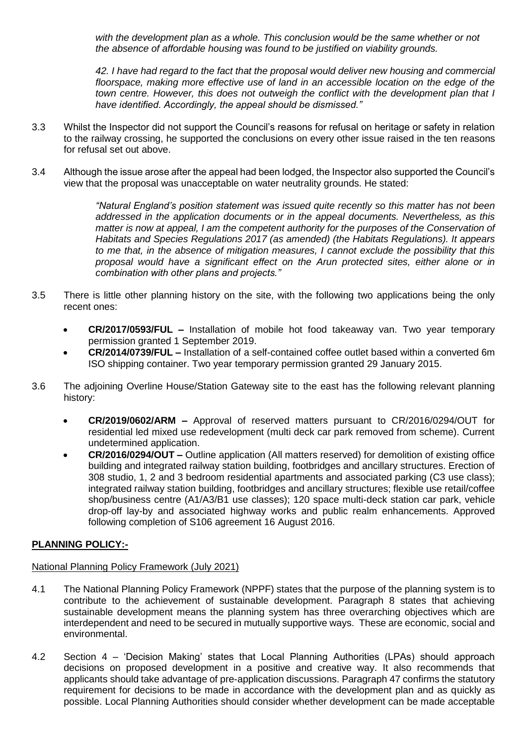*with the development plan as a whole. This conclusion would be the same whether or not the absence of affordable housing was found to be justified on viability grounds.*

*42. I have had regard to the fact that the proposal would deliver new housing and commercial floorspace, making more effective use of land in an accessible location on the edge of the town centre. However, this does not outweigh the conflict with the development plan that I have identified. Accordingly, the appeal should be dismissed."*

3.3 Whilst the Inspector did not support the Council's reasons for refusal on heritage or safety in relation to the railway crossing, he supported the conclusions on every other issue raised in the ten reasons for refusal set out above.

3.4 Although the issue arose after the appeal had been lodged, the Inspector also supported the Council's view that the proposal was unacceptable on water neutrality grounds. He stated:

> *"Natural England's position statement was issued quite recently so this matter has not been addressed in the application documents or in the appeal documents. Nevertheless, as this matter is now at appeal, I am the competent authority for the purposes of the Conservation of Habitats and Species Regulations 2017 (as amended) (the Habitats Regulations). It appears to me that, in the absence of mitigation measures, I cannot exclude the possibility that this proposal would have a significant effect on the Arun protected sites, either alone or in combination with other plans and projects."*

3.5 There is little other planning history on the site, with the following two applications being the only recent ones:

- **CR/2017/0593/FUL –** Installation of mobile hot food takeaway van. Two year temporary permission granted 1 September 2019.
- **CR/2014/0739/FUL –** Installation of a self-contained coffee outlet based within a converted 6m ISO shipping container. Two year temporary permission granted 29 January 2015.

3.6 The adjoining Overline House/Station Gateway site to the east has the following relevant planning history:

- **CR/2019/0602/ARM –** Approval of reserved matters pursuant to CR/2016/0294/OUT for residential led mixed use redevelopment (multi deck car park removed from scheme). Current undetermined application.
- **CR/2016/0294/OUT –** Outline application (All matters reserved) for demolition of existing office building and integrated railway station building, footbridges and ancillary structures. Erection of 308 studio, 1, 2 and 3 bedroom residential apartments and associated parking (C3 use class); integrated railway station building, footbridges and ancillary structures; flexible use retail/coffee shop/business centre (A1/A3/B1 use classes); 120 space multi-deck station car park, vehicle drop-off lay-by and associated highway works and public realm enhancements. Approved following completion of S106 agreement 16 August 2016.

## PLANNING POLICY:-

National Planning Policy Framework (July 2021)

4.1 The National Planning Policy Framework (NPPF) states that the purpose of the planning system is to contribute to the achievement of sustainable development. Paragraph 8 states that achieving sustainable development means the planning system has three overarching objectives which are interdependent and need to be secured in mutually supportive ways. These are economic, social and environmental.

4.2 Section 4 – 'Decision Making' states that Local Planning Authorities (LPAs) should approach decisions on proposed development in a positive and creative way. It also recommends that applicants should take advantage of pre-application discussions. Paragraph 47 confirms the statutory requirement for decisions to be made in accordance with the development plan and as quickly as possible. Local Planning Authorities should consider whether development can be made acceptable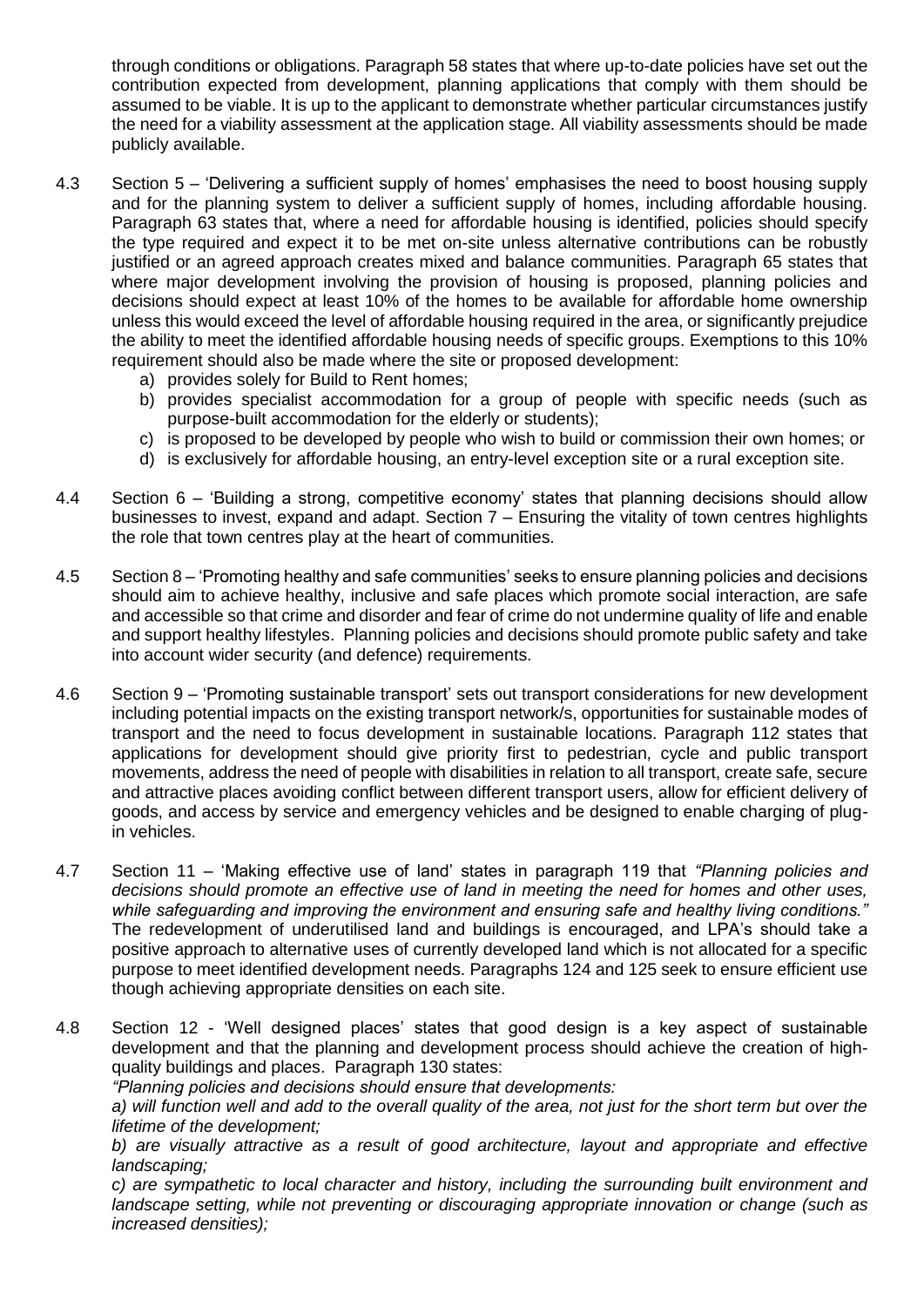through conditions or obligations. Paragraph 58 states that where up-to-date policies have set out the contribution expected from development, planning applications that comply with them should be assumed to be viable. It is up to the applicant to demonstrate whether particular circumstances justify the need for a viability assessment at the application stage. All viability assessments should be made publicly available.

4.3 Section 5 – 'Delivering a sufficient supply of homes' emphasises the need to boost housing supply and for the planning system to deliver a sufficient supply of homes, including affordable housing. Paragraph 63 states that, where a need for affordable housing is identified, policies should specify the type required and expect it to be met on-site unless alternative contributions can be robustly justified or an agreed approach creates mixed and balance communities. Paragraph 65 states that where major development involving the provision of housing is proposed, planning policies and decisions should expect at least 10% of the homes to be available for affordable home ownership unless this would exceed the level of affordable housing required in the area, or significantly prejudice the ability to meet the identified affordable housing needs of specific groups. Exemptions to this 10% requirement should also be made where the site or proposed development:

a) provides solely for Build to Rent homes;
b) provides specialist accommodation for a group of people with specific needs (such as purpose-built accommodation for the elderly or students);
c) is proposed to be developed by people who wish to build or commission their own homes; or
d) is exclusively for affordable housing, an entry-level exception site or a rural exception site.

4.4 Section 6 – 'Building a strong, competitive economy' states that planning decisions should allow businesses to invest, expand and adapt. Section 7 – Ensuring the vitality of town centres highlights the role that town centres play at the heart of communities.

4.5 Section 8 – 'Promoting healthy and safe communities' seeks to ensure planning policies and decisions should aim to achieve healthy, inclusive and safe places which promote social interaction, are safe and accessible so that crime and disorder and fear of crime do not undermine quality of life and enable and support healthy lifestyles. Planning policies and decisions should promote public safety and take into account wider security (and defence) requirements.

4.6 Section 9 – 'Promoting sustainable transport' sets out transport considerations for new development including potential impacts on the existing transport network/s, opportunities for sustainable modes of transport and the need to focus development in sustainable locations. Paragraph 112 states that applications for development should give priority first to pedestrian, cycle and public transport movements, address the need of people with disabilities in relation to all transport, create safe, secure and attractive places avoiding conflict between different transport users, allow for efficient delivery of goods, and access by service and emergency vehicles and be designed to enable charging of plug-in vehicles.

4.7 Section 11 – 'Making effective use of land' states in paragraph 119 that *"Planning policies and decisions should promote an effective use of land in meeting the need for homes and other uses, while safeguarding and improving the environment and ensuring safe and healthy living conditions."* The redevelopment of underutilised land and buildings is encouraged, and LPA's should take a positive approach to alternative uses of currently developed land which is not allocated for a specific purpose to meet identified development needs. Paragraphs 124 and 125 seek to ensure efficient use though achieving appropriate densities on each site.

4.8 Section 12 - 'Well designed places' states that good design is a key aspect of sustainable development and that the planning and development process should achieve the creation of high-quality buildings and places. Paragraph 130 states:

*"Planning policies and decisions should ensure that developments:*

*a) will function well and add to the overall quality of the area, not just for the short term but over the lifetime of the development;*

*b) are visually attractive as a result of good architecture, layout and appropriate and effective landscaping;*

*c) are sympathetic to local character and history, including the surrounding built environment and landscape setting, while not preventing or discouraging appropriate innovation or change (such as increased densities);*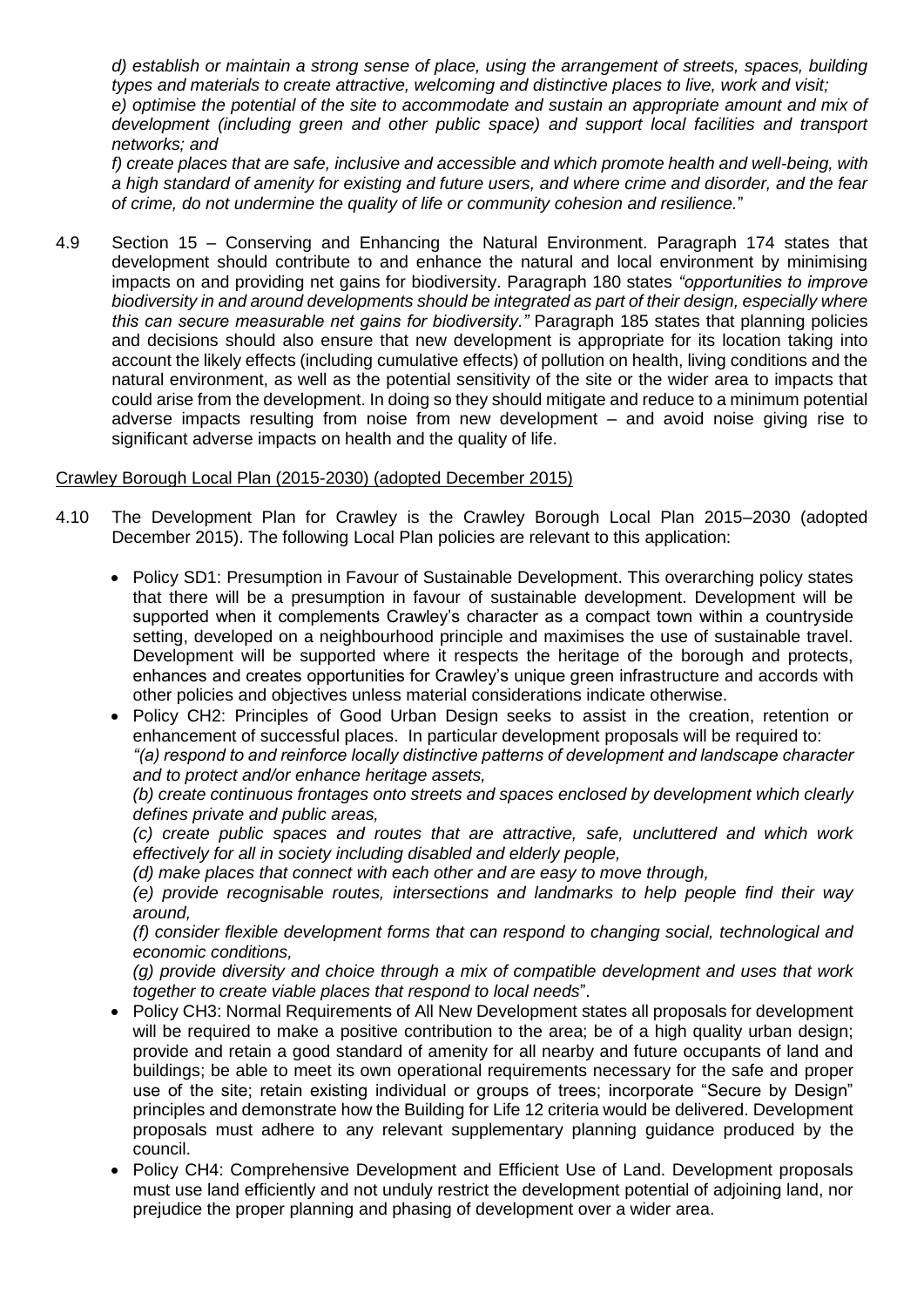*d) establish or maintain a strong sense of place, using the arrangement of streets, spaces, building types and materials to create attractive, welcoming and distinctive places to live, work and visit;*

*e) optimise the potential of the site to accommodate and sustain an appropriate amount and mix of development (including green and other public space) and support local facilities and transport networks; and*

*f) create places that are safe, inclusive and accessible and which promote health and well-being, with a high standard of amenity for existing and future users, and where crime and disorder, and the fear of crime, do not undermine the quality of life or community cohesion and resilience.*"

4.9 Section 15 – Conserving and Enhancing the Natural Environment. Paragraph 174 states that development should contribute to and enhance the natural and local environment by minimising impacts on and providing net gains for biodiversity. Paragraph 180 states *"opportunities to improve biodiversity in and around developments should be integrated as part of their design, especially where this can secure measurable net gains for biodiversity."* Paragraph 185 states that planning policies and decisions should also ensure that new development is appropriate for its location taking into account the likely effects (including cumulative effects) of pollution on health, living conditions and the natural environment, as well as the potential sensitivity of the site or the wider area to impacts that could arise from the development. In doing so they should mitigate and reduce to a minimum potential adverse impacts resulting from noise from new development – and avoid noise giving rise to significant adverse impacts on health and the quality of life.

Crawley Borough Local Plan (2015-2030) (adopted December 2015)

4.10 The Development Plan for Crawley is the Crawley Borough Local Plan 2015–2030 (adopted December 2015). The following Local Plan policies are relevant to this application:

- Policy SD1: Presumption in Favour of Sustainable Development. This overarching policy states that there will be a presumption in favour of sustainable development. Development will be supported when it complements Crawley's character as a compact town within a countryside setting, developed on a neighbourhood principle and maximises the use of sustainable travel. Development will be supported where it respects the heritage of the borough and protects, enhances and creates opportunities for Crawley's unique green infrastructure and accords with other policies and objectives unless material considerations indicate otherwise.
- Policy CH2: Principles of Good Urban Design seeks to assist in the creation, retention or enhancement of successful places. In particular development proposals will be required to:
  *"(a) respond to and reinforce locally distinctive patterns of development and landscape character and to protect and/or enhance heritage assets,*
  *(b) create continuous frontages onto streets and spaces enclosed by development which clearly defines private and public areas,*
  *(c) create public spaces and routes that are attractive, safe, uncluttered and which work effectively for all in society including disabled and elderly people,*
  *(d) make places that connect with each other and are easy to move through,*
  *(e) provide recognisable routes, intersections and landmarks to help people find their way around,*
  *(f) consider flexible development forms that can respond to changing social, technological and economic conditions,*
  *(g) provide diversity and choice through a mix of compatible development and uses that work together to create viable places that respond to local needs*".
- Policy CH3: Normal Requirements of All New Development states all proposals for development will be required to make a positive contribution to the area; be of a high quality urban design; provide and retain a good standard of amenity for all nearby and future occupants of land and buildings; be able to meet its own operational requirements necessary for the safe and proper use of the site; retain existing individual or groups of trees; incorporate "Secure by Design" principles and demonstrate how the Building for Life 12 criteria would be delivered. Development proposals must adhere to any relevant supplementary planning guidance produced by the council.
- Policy CH4: Comprehensive Development and Efficient Use of Land. Development proposals must use land efficiently and not unduly restrict the development potential of adjoining land, nor prejudice the proper planning and phasing of development over a wider area.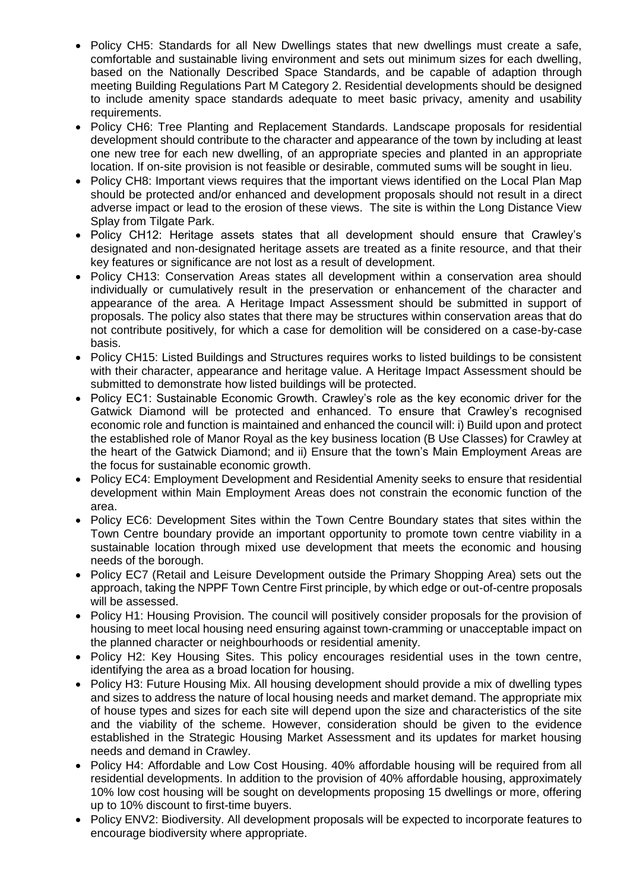- Policy CH5: Standards for all New Dwellings states that new dwellings must create a safe, comfortable and sustainable living environment and sets out minimum sizes for each dwelling, based on the Nationally Described Space Standards, and be capable of adaption through meeting Building Regulations Part M Category 2. Residential developments should be designed to include amenity space standards adequate to meet basic privacy, amenity and usability requirements.
- Policy CH6: Tree Planting and Replacement Standards. Landscape proposals for residential development should contribute to the character and appearance of the town by including at least one new tree for each new dwelling, of an appropriate species and planted in an appropriate location. If on-site provision is not feasible or desirable, commuted sums will be sought in lieu.
- Policy CH8: Important views requires that the important views identified on the Local Plan Map should be protected and/or enhanced and development proposals should not result in a direct adverse impact or lead to the erosion of these views. The site is within the Long Distance View Splay from Tilgate Park.
- Policy CH12: Heritage assets states that all development should ensure that Crawley's designated and non-designated heritage assets are treated as a finite resource, and that their key features or significance are not lost as a result of development.
- Policy CH13: Conservation Areas states all development within a conservation area should individually or cumulatively result in the preservation or enhancement of the character and appearance of the area. A Heritage Impact Assessment should be submitted in support of proposals. The policy also states that there may be structures within conservation areas that do not contribute positively, for which a case for demolition will be considered on a case-by-case basis.
- Policy CH15: Listed Buildings and Structures requires works to listed buildings to be consistent with their character, appearance and heritage value. A Heritage Impact Assessment should be submitted to demonstrate how listed buildings will be protected.
- Policy EC1: Sustainable Economic Growth. Crawley's role as the key economic driver for the Gatwick Diamond will be protected and enhanced. To ensure that Crawley's recognised economic role and function is maintained and enhanced the council will: i) Build upon and protect the established role of Manor Royal as the key business location (B Use Classes) for Crawley at the heart of the Gatwick Diamond; and ii) Ensure that the town's Main Employment Areas are the focus for sustainable economic growth.
- Policy EC4: Employment Development and Residential Amenity seeks to ensure that residential development within Main Employment Areas does not constrain the economic function of the area.
- Policy EC6: Development Sites within the Town Centre Boundary states that sites within the Town Centre boundary provide an important opportunity to promote town centre viability in a sustainable location through mixed use development that meets the economic and housing needs of the borough.
- Policy EC7 (Retail and Leisure Development outside the Primary Shopping Area) sets out the approach, taking the NPPF Town Centre First principle, by which edge or out-of-centre proposals will be assessed.
- Policy H1: Housing Provision. The council will positively consider proposals for the provision of housing to meet local housing need ensuring against town-cramming or unacceptable impact on the planned character or neighbourhoods or residential amenity.
- Policy H2: Key Housing Sites. This policy encourages residential uses in the town centre, identifying the area as a broad location for housing.
- Policy H3: Future Housing Mix. All housing development should provide a mix of dwelling types and sizes to address the nature of local housing needs and market demand. The appropriate mix of house types and sizes for each site will depend upon the size and characteristics of the site and the viability of the scheme. However, consideration should be given to the evidence established in the Strategic Housing Market Assessment and its updates for market housing needs and demand in Crawley.
- Policy H4: Affordable and Low Cost Housing. 40% affordable housing will be required from all residential developments. In addition to the provision of 40% affordable housing, approximately 10% low cost housing will be sought on developments proposing 15 dwellings or more, offering up to 10% discount to first-time buyers.
- Policy ENV2: Biodiversity. All development proposals will be expected to incorporate features to encourage biodiversity where appropriate.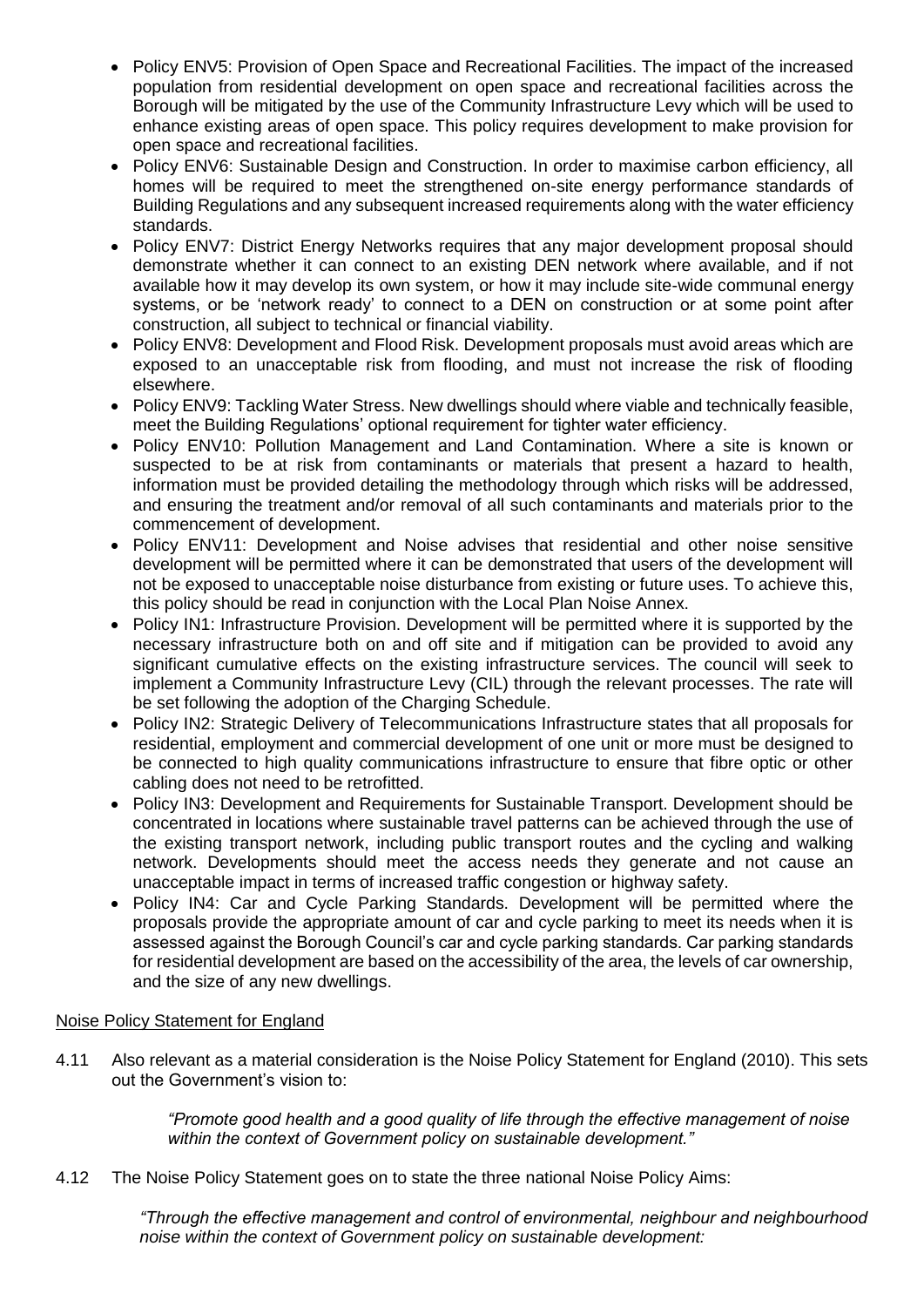- Policy ENV5: Provision of Open Space and Recreational Facilities. The impact of the increased population from residential development on open space and recreational facilities across the Borough will be mitigated by the use of the Community Infrastructure Levy which will be used to enhance existing areas of open space. This policy requires development to make provision for open space and recreational facilities.
- Policy ENV6: Sustainable Design and Construction. In order to maximise carbon efficiency, all homes will be required to meet the strengthened on-site energy performance standards of Building Regulations and any subsequent increased requirements along with the water efficiency standards.
- Policy ENV7: District Energy Networks requires that any major development proposal should demonstrate whether it can connect to an existing DEN network where available, and if not available how it may develop its own system, or how it may include site-wide communal energy systems, or be 'network ready' to connect to a DEN on construction or at some point after construction, all subject to technical or financial viability.
- Policy ENV8: Development and Flood Risk. Development proposals must avoid areas which are exposed to an unacceptable risk from flooding, and must not increase the risk of flooding elsewhere.
- Policy ENV9: Tackling Water Stress. New dwellings should where viable and technically feasible, meet the Building Regulations' optional requirement for tighter water efficiency.
- Policy ENV10: Pollution Management and Land Contamination. Where a site is known or suspected to be at risk from contaminants or materials that present a hazard to health, information must be provided detailing the methodology through which risks will be addressed, and ensuring the treatment and/or removal of all such contaminants and materials prior to the commencement of development.
- Policy ENV11: Development and Noise advises that residential and other noise sensitive development will be permitted where it can be demonstrated that users of the development will not be exposed to unacceptable noise disturbance from existing or future uses. To achieve this, this policy should be read in conjunction with the Local Plan Noise Annex.
- Policy IN1: Infrastructure Provision. Development will be permitted where it is supported by the necessary infrastructure both on and off site and if mitigation can be provided to avoid any significant cumulative effects on the existing infrastructure services. The council will seek to implement a Community Infrastructure Levy (CIL) through the relevant processes. The rate will be set following the adoption of the Charging Schedule.
- Policy IN2: Strategic Delivery of Telecommunications Infrastructure states that all proposals for residential, employment and commercial development of one unit or more must be designed to be connected to high quality communications infrastructure to ensure that fibre optic or other cabling does not need to be retrofitted.
- Policy IN3: Development and Requirements for Sustainable Transport. Development should be concentrated in locations where sustainable travel patterns can be achieved through the use of the existing transport network, including public transport routes and the cycling and walking network. Developments should meet the access needs they generate and not cause an unacceptable impact in terms of increased traffic congestion or highway safety.
- Policy IN4: Car and Cycle Parking Standards. Development will be permitted where the proposals provide the appropriate amount of car and cycle parking to meet its needs when it is assessed against the Borough Council's car and cycle parking standards. Car parking standards for residential development are based on the accessibility of the area, the levels of car ownership, and the size of any new dwellings.

Noise Policy Statement for England

4.11 Also relevant as a material consideration is the Noise Policy Statement for England (2010). This sets out the Government's vision to:

> *"Promote good health and a good quality of life through the effective management of noise within the context of Government policy on sustainable development."*

4.12 The Noise Policy Statement goes on to state the three national Noise Policy Aims:

> *"Through the effective management and control of environmental, neighbour and neighbourhood noise within the context of Government policy on sustainable development:*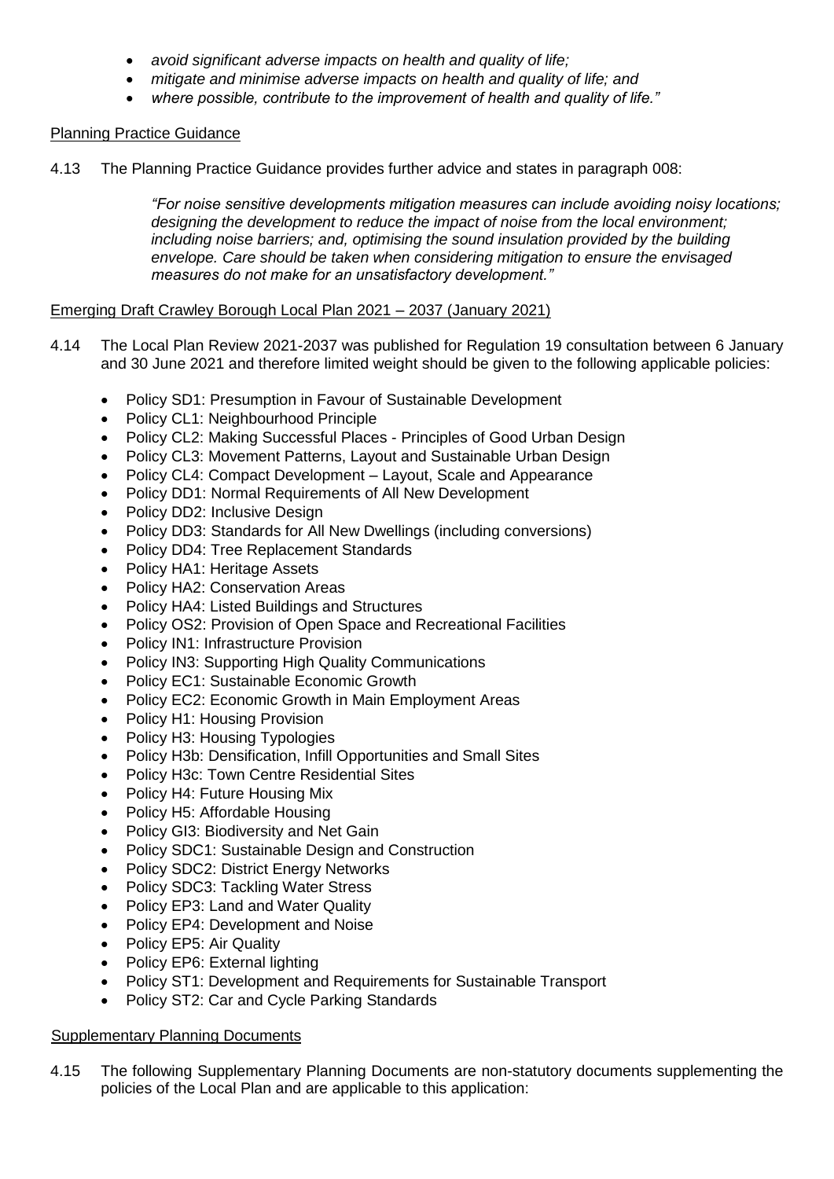- *avoid significant adverse impacts on health and quality of life;*
- *mitigate and minimise adverse impacts on health and quality of life; and*
- *where possible, contribute to the improvement of health and quality of life."*

Planning Practice Guidance

4.13 The Planning Practice Guidance provides further advice and states in paragraph 008:

> *"For noise sensitive developments mitigation measures can include avoiding noisy locations; designing the development to reduce the impact of noise from the local environment; including noise barriers; and, optimising the sound insulation provided by the building envelope. Care should be taken when considering mitigation to ensure the envisaged measures do not make for an unsatisfactory development."*

Emerging Draft Crawley Borough Local Plan 2021 – 2037 (January 2021)

4.14 The Local Plan Review 2021-2037 was published for Regulation 19 consultation between 6 January and 30 June 2021 and therefore limited weight should be given to the following applicable policies:

- Policy SD1: Presumption in Favour of Sustainable Development
- Policy CL1: Neighbourhood Principle
- Policy CL2: Making Successful Places - Principles of Good Urban Design
- Policy CL3: Movement Patterns, Layout and Sustainable Urban Design
- Policy CL4: Compact Development – Layout, Scale and Appearance
- Policy DD1: Normal Requirements of All New Development
- Policy DD2: Inclusive Design
- Policy DD3: Standards for All New Dwellings (including conversions)
- Policy DD4: Tree Replacement Standards
- Policy HA1: Heritage Assets
- Policy HA2: Conservation Areas
- Policy HA4: Listed Buildings and Structures
- Policy OS2: Provision of Open Space and Recreational Facilities
- Policy IN1: Infrastructure Provision
- Policy IN3: Supporting High Quality Communications
- Policy EC1: Sustainable Economic Growth
- Policy EC2: Economic Growth in Main Employment Areas
- Policy H1: Housing Provision
- Policy H3: Housing Typologies
- Policy H3b: Densification, Infill Opportunities and Small Sites
- Policy H3c: Town Centre Residential Sites
- Policy H4: Future Housing Mix
- Policy H5: Affordable Housing
- Policy GI3: Biodiversity and Net Gain
- Policy SDC1: Sustainable Design and Construction
- Policy SDC2: District Energy Networks
- Policy SDC3: Tackling Water Stress
- Policy EP3: Land and Water Quality
- Policy EP4: Development and Noise
- Policy EP5: Air Quality
- Policy EP6: External lighting
- Policy ST1: Development and Requirements for Sustainable Transport
- Policy ST2: Car and Cycle Parking Standards

Supplementary Planning Documents

4.15 The following Supplementary Planning Documents are non-statutory documents supplementing the policies of the Local Plan and are applicable to this application: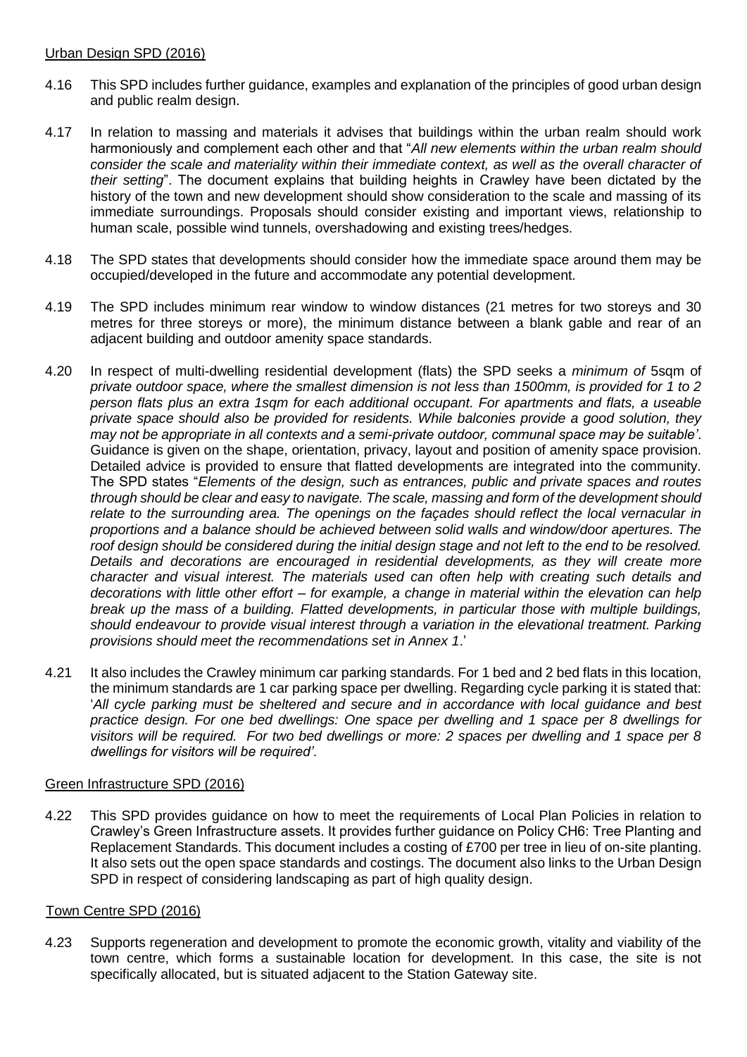Urban Design SPD (2016)

4.16 This SPD includes further guidance, examples and explanation of the principles of good urban design and public realm design.

4.17 In relation to massing and materials it advises that buildings within the urban realm should work harmoniously and complement each other and that "*All new elements within the urban realm should consider the scale and materiality within their immediate context, as well as the overall character of their setting*". The document explains that building heights in Crawley have been dictated by the history of the town and new development should show consideration to the scale and massing of its immediate surroundings. Proposals should consider existing and important views, relationship to human scale, possible wind tunnels, overshadowing and existing trees/hedges.

4.18 The SPD states that developments should consider how the immediate space around them may be occupied/developed in the future and accommodate any potential development.

4.19 The SPD includes minimum rear window to window distances (21 metres for two storeys and 30 metres for three storeys or more), the minimum distance between a blank gable and rear of an adjacent building and outdoor amenity space standards.

4.20 In respect of multi-dwelling residential development (flats) the SPD seeks a *minimum of* 5sqm of *private outdoor space, where the smallest dimension is not less than 1500mm, is provided for 1 to 2 person flats plus an extra 1sqm for each additional occupant. For apartments and flats, a useable private space should also be provided for residents. While balconies provide a good solution, they may not be appropriate in all contexts and a semi-private outdoor, communal space may be suitable'*. Guidance is given on the shape, orientation, privacy, layout and position of amenity space provision. Detailed advice is provided to ensure that flatted developments are integrated into the community. The SPD states "*Elements of the design, such as entrances, public and private spaces and routes through should be clear and easy to navigate. The scale, massing and form of the development should relate to the surrounding area. The openings on the façades should reflect the local vernacular in proportions and a balance should be achieved between solid walls and window/door apertures. The roof design should be considered during the initial design stage and not left to the end to be resolved. Details and decorations are encouraged in residential developments, as they will create more character and visual interest. The materials used can often help with creating such details and decorations with little other effort – for example, a change in material within the elevation can help break up the mass of a building. Flatted developments, in particular those with multiple buildings, should endeavour to provide visual interest through a variation in the elevational treatment. Parking provisions should meet the recommendations set in Annex 1*.'

4.21 It also includes the Crawley minimum car parking standards. For 1 bed and 2 bed flats in this location, the minimum standards are 1 car parking space per dwelling. Regarding cycle parking it is stated that: '*All cycle parking must be sheltered and secure and in accordance with local guidance and best practice design. For one bed dwellings: One space per dwelling and 1 space per 8 dwellings for visitors will be required. For two bed dwellings or more: 2 spaces per dwelling and 1 space per 8 dwellings for visitors will be required'*.

Green Infrastructure SPD (2016)

4.22 This SPD provides guidance on how to meet the requirements of Local Plan Policies in relation to Crawley's Green Infrastructure assets. It provides further guidance on Policy CH6: Tree Planting and Replacement Standards. This document includes a costing of £700 per tree in lieu of on-site planting. It also sets out the open space standards and costings. The document also links to the Urban Design SPD in respect of considering landscaping as part of high quality design.

Town Centre SPD (2016)

4.23 Supports regeneration and development to promote the economic growth, vitality and viability of the town centre, which forms a sustainable location for development. In this case, the site is not specifically allocated, but is situated adjacent to the Station Gateway site.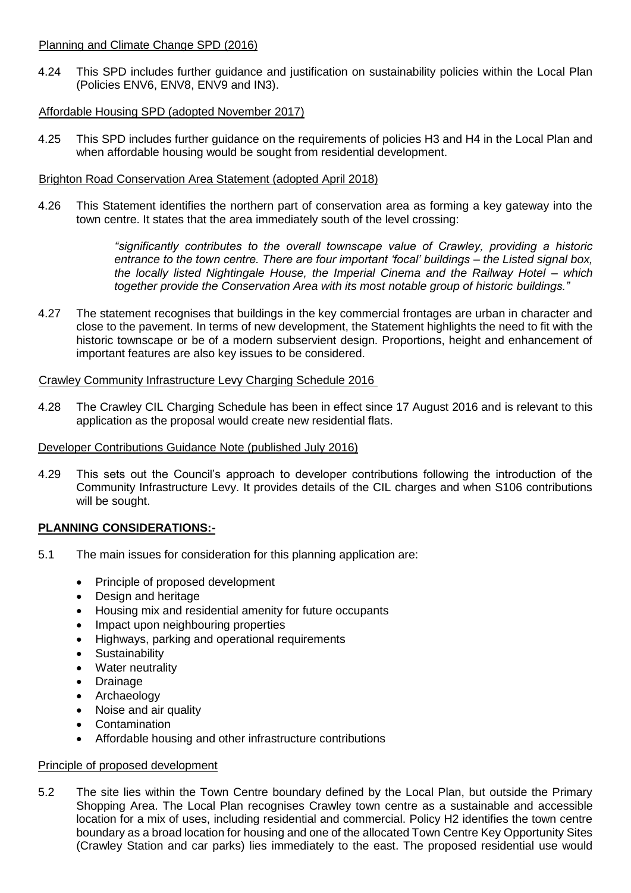Planning and Climate Change SPD (2016)

4.24 This SPD includes further guidance and justification on sustainability policies within the Local Plan (Policies ENV6, ENV8, ENV9 and IN3).

Affordable Housing SPD (adopted November 2017)

4.25 This SPD includes further guidance on the requirements of policies H3 and H4 in the Local Plan and when affordable housing would be sought from residential development.

Brighton Road Conservation Area Statement (adopted April 2018)

4.26 This Statement identifies the northern part of conservation area as forming a key gateway into the town centre. It states that the area immediately south of the level crossing:

> *"significantly contributes to the overall townscape value of Crawley, providing a historic entrance to the town centre. There are four important 'focal' buildings – the Listed signal box, the locally listed Nightingale House, the Imperial Cinema and the Railway Hotel – which together provide the Conservation Area with its most notable group of historic buildings."*

4.27 The statement recognises that buildings in the key commercial frontages are urban in character and close to the pavement. In terms of new development, the Statement highlights the need to fit with the historic townscape or be of a modern subservient design. Proportions, height and enhancement of important features are also key issues to be considered.

Crawley Community Infrastructure Levy Charging Schedule 2016

4.28 The Crawley CIL Charging Schedule has been in effect since 17 August 2016 and is relevant to this application as the proposal would create new residential flats.

Developer Contributions Guidance Note (published July 2016)

4.29 This sets out the Council's approach to developer contributions following the introduction of the Community Infrastructure Levy. It provides details of the CIL charges and when S106 contributions will be sought.

## PLANNING CONSIDERATIONS:-

5.1 The main issues for consideration for this planning application are:

- Principle of proposed development
- Design and heritage
- Housing mix and residential amenity for future occupants
- Impact upon neighbouring properties
- Highways, parking and operational requirements
- Sustainability
- Water neutrality
- Drainage
- Archaeology
- Noise and air quality
- Contamination
- Affordable housing and other infrastructure contributions

Principle of proposed development

5.2 The site lies within the Town Centre boundary defined by the Local Plan, but outside the Primary Shopping Area. The Local Plan recognises Crawley town centre as a sustainable and accessible location for a mix of uses, including residential and commercial. Policy H2 identifies the town centre boundary as a broad location for housing and one of the allocated Town Centre Key Opportunity Sites (Crawley Station and car parks) lies immediately to the east. The proposed residential use would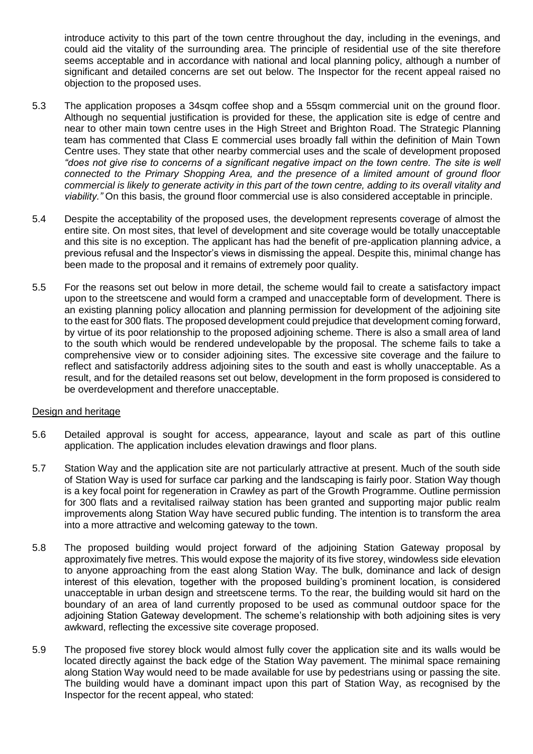introduce activity to this part of the town centre throughout the day, including in the evenings, and could aid the vitality of the surrounding area. The principle of residential use of the site therefore seems acceptable and in accordance with national and local planning policy, although a number of significant and detailed concerns are set out below. The Inspector for the recent appeal raised no objection to the proposed uses.

5.3 The application proposes a 34sqm coffee shop and a 55sqm commercial unit on the ground floor. Although no sequential justification is provided for these, the application site is edge of centre and near to other main town centre uses in the High Street and Brighton Road. The Strategic Planning team has commented that Class E commercial uses broadly fall within the definition of Main Town Centre uses. They state that other nearby commercial uses and the scale of development proposed *"does not give rise to concerns of a significant negative impact on the town centre. The site is well connected to the Primary Shopping Area, and the presence of a limited amount of ground floor commercial is likely to generate activity in this part of the town centre, adding to its overall vitality and viability."* On this basis, the ground floor commercial use is also considered acceptable in principle.

5.4 Despite the acceptability of the proposed uses, the development represents coverage of almost the entire site. On most sites, that level of development and site coverage would be totally unacceptable and this site is no exception. The applicant has had the benefit of pre-application planning advice, a previous refusal and the Inspector's views in dismissing the appeal. Despite this, minimal change has been made to the proposal and it remains of extremely poor quality.

5.5 For the reasons set out below in more detail, the scheme would fail to create a satisfactory impact upon to the streetscene and would form a cramped and unacceptable form of development. There is an existing planning policy allocation and planning permission for development of the adjoining site to the east for 300 flats. The proposed development could prejudice that development coming forward, by virtue of its poor relationship to the proposed adjoining scheme. There is also a small area of land to the south which would be rendered undevelopable by the proposal. The scheme fails to take a comprehensive view or to consider adjoining sites. The excessive site coverage and the failure to reflect and satisfactorily address adjoining sites to the south and east is wholly unacceptable. As a result, and for the detailed reasons set out below, development in the form proposed is considered to be overdevelopment and therefore unacceptable.

Design and heritage

5.6 Detailed approval is sought for access, appearance, layout and scale as part of this outline application. The application includes elevation drawings and floor plans.

5.7 Station Way and the application site are not particularly attractive at present. Much of the south side of Station Way is used for surface car parking and the landscaping is fairly poor. Station Way though is a key focal point for regeneration in Crawley as part of the Growth Programme. Outline permission for 300 flats and a revitalised railway station has been granted and supporting major public realm improvements along Station Way have secured public funding. The intention is to transform the area into a more attractive and welcoming gateway to the town.

5.8 The proposed building would project forward of the adjoining Station Gateway proposal by approximately five metres. This would expose the majority of its five storey, windowless side elevation to anyone approaching from the east along Station Way. The bulk, dominance and lack of design interest of this elevation, together with the proposed building's prominent location, is considered unacceptable in urban design and streetscene terms. To the rear, the building would sit hard on the boundary of an area of land currently proposed to be used as communal outdoor space for the adjoining Station Gateway development. The scheme's relationship with both adjoining sites is very awkward, reflecting the excessive site coverage proposed.

5.9 The proposed five storey block would almost fully cover the application site and its walls would be located directly against the back edge of the Station Way pavement. The minimal space remaining along Station Way would need to be made available for use by pedestrians using or passing the site. The building would have a dominant impact upon this part of Station Way, as recognised by the Inspector for the recent appeal, who stated: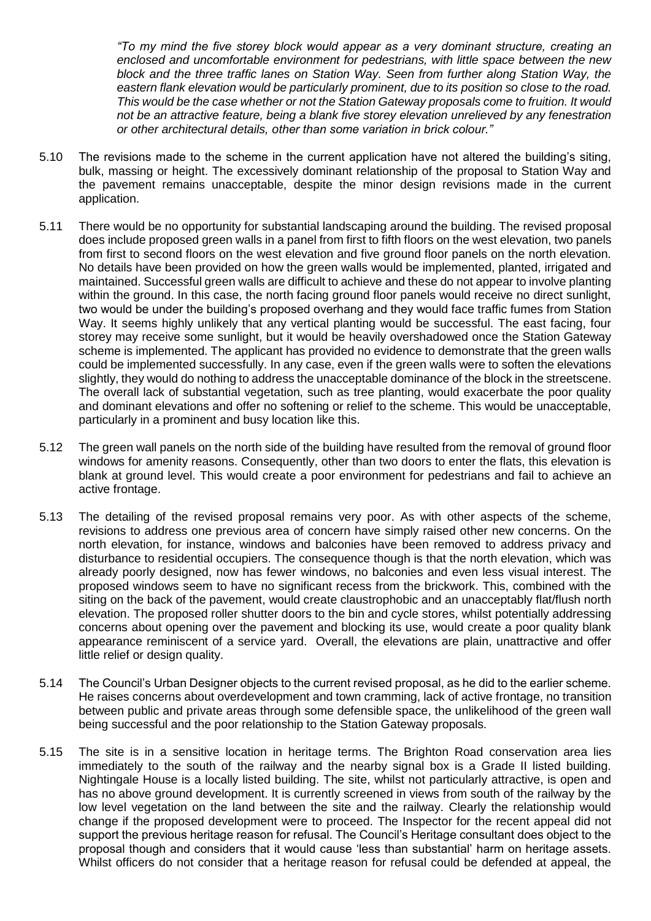*"To my mind the five storey block would appear as a very dominant structure, creating an enclosed and uncomfortable environment for pedestrians, with little space between the new block and the three traffic lanes on Station Way. Seen from further along Station Way, the eastern flank elevation would be particularly prominent, due to its position so close to the road. This would be the case whether or not the Station Gateway proposals come to fruition. It would not be an attractive feature, being a blank five storey elevation unrelieved by any fenestration or other architectural details, other than some variation in brick colour."*

5.10 The revisions made to the scheme in the current application have not altered the building's siting, bulk, massing or height. The excessively dominant relationship of the proposal to Station Way and the pavement remains unacceptable, despite the minor design revisions made in the current application.

5.11 There would be no opportunity for substantial landscaping around the building. The revised proposal does include proposed green walls in a panel from first to fifth floors on the west elevation, two panels from first to second floors on the west elevation and five ground floor panels on the north elevation. No details have been provided on how the green walls would be implemented, planted, irrigated and maintained. Successful green walls are difficult to achieve and these do not appear to involve planting within the ground. In this case, the north facing ground floor panels would receive no direct sunlight, two would be under the building's proposed overhang and they would face traffic fumes from Station Way. It seems highly unlikely that any vertical planting would be successful. The east facing, four storey may receive some sunlight, but it would be heavily overshadowed once the Station Gateway scheme is implemented. The applicant has provided no evidence to demonstrate that the green walls could be implemented successfully. In any case, even if the green walls were to soften the elevations slightly, they would do nothing to address the unacceptable dominance of the block in the streetscene. The overall lack of substantial vegetation, such as tree planting, would exacerbate the poor quality and dominant elevations and offer no softening or relief to the scheme. This would be unacceptable, particularly in a prominent and busy location like this.

5.12 The green wall panels on the north side of the building have resulted from the removal of ground floor windows for amenity reasons. Consequently, other than two doors to enter the flats, this elevation is blank at ground level. This would create a poor environment for pedestrians and fail to achieve an active frontage.

5.13 The detailing of the revised proposal remains very poor. As with other aspects of the scheme, revisions to address one previous area of concern have simply raised other new concerns. On the north elevation, for instance, windows and balconies have been removed to address privacy and disturbance to residential occupiers. The consequence though is that the north elevation, which was already poorly designed, now has fewer windows, no balconies and even less visual interest. The proposed windows seem to have no significant recess from the brickwork. This, combined with the siting on the back of the pavement, would create claustrophobic and an unacceptably flat/flush north elevation. The proposed roller shutter doors to the bin and cycle stores, whilst potentially addressing concerns about opening over the pavement and blocking its use, would create a poor quality blank appearance reminiscent of a service yard. Overall, the elevations are plain, unattractive and offer little relief or design quality.

5.14 The Council's Urban Designer objects to the current revised proposal, as he did to the earlier scheme. He raises concerns about overdevelopment and town cramming, lack of active frontage, no transition between public and private areas through some defensible space, the unlikelihood of the green wall being successful and the poor relationship to the Station Gateway proposals.

5.15 The site is in a sensitive location in heritage terms. The Brighton Road conservation area lies immediately to the south of the railway and the nearby signal box is a Grade II listed building. Nightingale House is a locally listed building. The site, whilst not particularly attractive, is open and has no above ground development. It is currently screened in views from south of the railway by the low level vegetation on the land between the site and the railway. Clearly the relationship would change if the proposed development were to proceed. The Inspector for the recent appeal did not support the previous heritage reason for refusal. The Council's Heritage consultant does object to the proposal though and considers that it would cause 'less than substantial' harm on heritage assets. Whilst officers do not consider that a heritage reason for refusal could be defended at appeal, the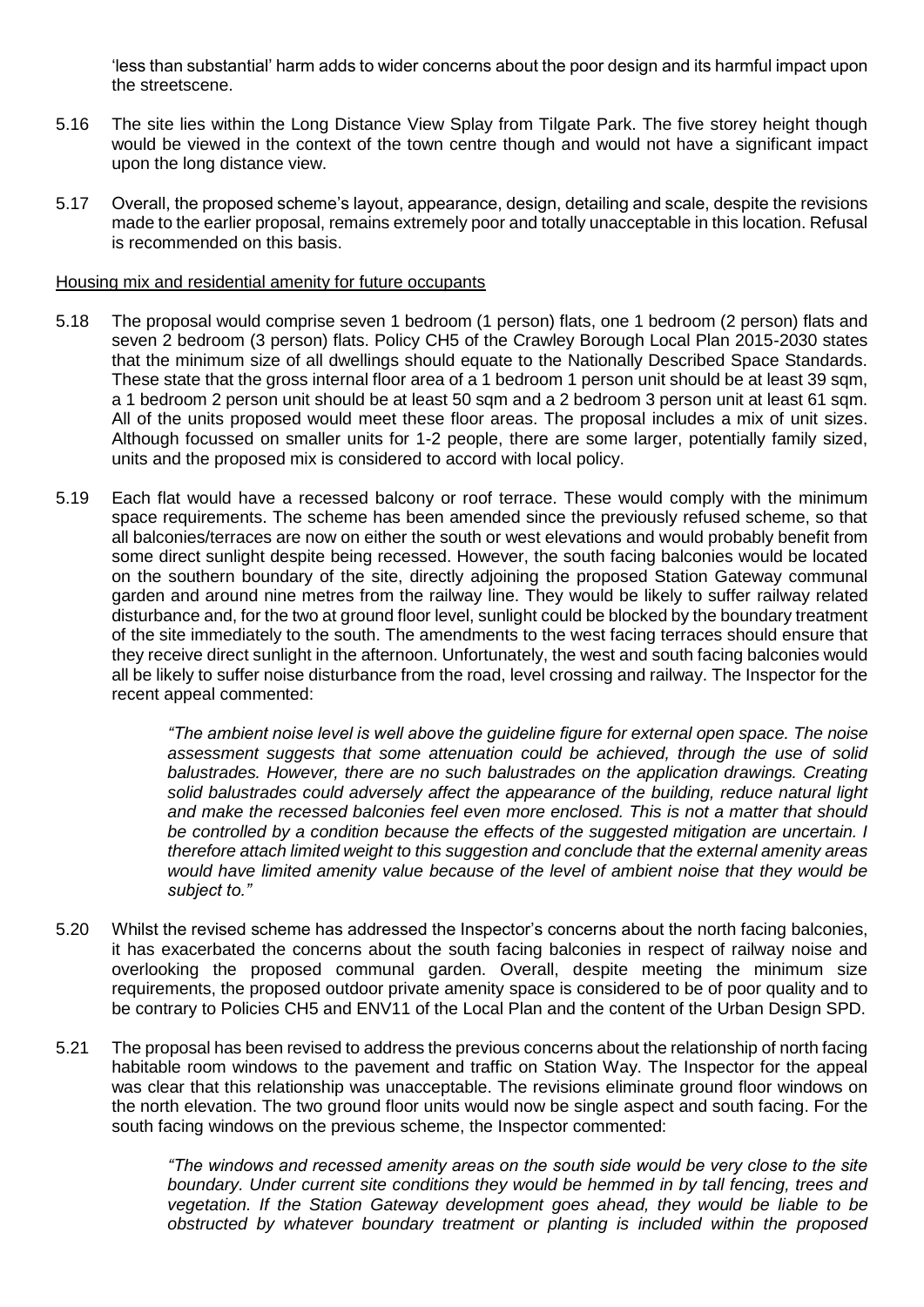'less than substantial' harm adds to wider concerns about the poor design and its harmful impact upon the streetscene.

5.16 The site lies within the Long Distance View Splay from Tilgate Park. The five storey height though would be viewed in the context of the town centre though and would not have a significant impact upon the long distance view.

5.17 Overall, the proposed scheme's layout, appearance, design, detailing and scale, despite the revisions made to the earlier proposal, remains extremely poor and totally unacceptable in this location. Refusal is recommended on this basis.

Housing mix and residential amenity for future occupants

5.18 The proposal would comprise seven 1 bedroom (1 person) flats, one 1 bedroom (2 person) flats and seven 2 bedroom (3 person) flats. Policy CH5 of the Crawley Borough Local Plan 2015-2030 states that the minimum size of all dwellings should equate to the Nationally Described Space Standards. These state that the gross internal floor area of a 1 bedroom 1 person unit should be at least 39 sqm, a 1 bedroom 2 person unit should be at least 50 sqm and a 2 bedroom 3 person unit at least 61 sqm. All of the units proposed would meet these floor areas. The proposal includes a mix of unit sizes. Although focussed on smaller units for 1-2 people, there are some larger, potentially family sized, units and the proposed mix is considered to accord with local policy.

5.19 Each flat would have a recessed balcony or roof terrace. These would comply with the minimum space requirements. The scheme has been amended since the previously refused scheme, so that all balconies/terraces are now on either the south or west elevations and would probably benefit from some direct sunlight despite being recessed. However, the south facing balconies would be located on the southern boundary of the site, directly adjoining the proposed Station Gateway communal garden and around nine metres from the railway line. They would be likely to suffer railway related disturbance and, for the two at ground floor level, sunlight could be blocked by the boundary treatment of the site immediately to the south. The amendments to the west facing terraces should ensure that they receive direct sunlight in the afternoon. Unfortunately, the west and south facing balconies would all be likely to suffer noise disturbance from the road, level crossing and railway. The Inspector for the recent appeal commented:

> *"The ambient noise level is well above the guideline figure for external open space. The noise assessment suggests that some attenuation could be achieved, through the use of solid balustrades. However, there are no such balustrades on the application drawings. Creating solid balustrades could adversely affect the appearance of the building, reduce natural light and make the recessed balconies feel even more enclosed. This is not a matter that should be controlled by a condition because the effects of the suggested mitigation are uncertain. I therefore attach limited weight to this suggestion and conclude that the external amenity areas would have limited amenity value because of the level of ambient noise that they would be subject to."*

5.20 Whilst the revised scheme has addressed the Inspector's concerns about the north facing balconies, it has exacerbated the concerns about the south facing balconies in respect of railway noise and overlooking the proposed communal garden. Overall, despite meeting the minimum size requirements, the proposed outdoor private amenity space is considered to be of poor quality and to be contrary to Policies CH5 and ENV11 of the Local Plan and the content of the Urban Design SPD.

5.21 The proposal has been revised to address the previous concerns about the relationship of north facing habitable room windows to the pavement and traffic on Station Way. The Inspector for the appeal was clear that this relationship was unacceptable. The revisions eliminate ground floor windows on the north elevation. The two ground floor units would now be single aspect and south facing. For the south facing windows on the previous scheme, the Inspector commented:

> *"The windows and recessed amenity areas on the south side would be very close to the site boundary. Under current site conditions they would be hemmed in by tall fencing, trees and vegetation. If the Station Gateway development goes ahead, they would be liable to be obstructed by whatever boundary treatment or planting is included within the proposed*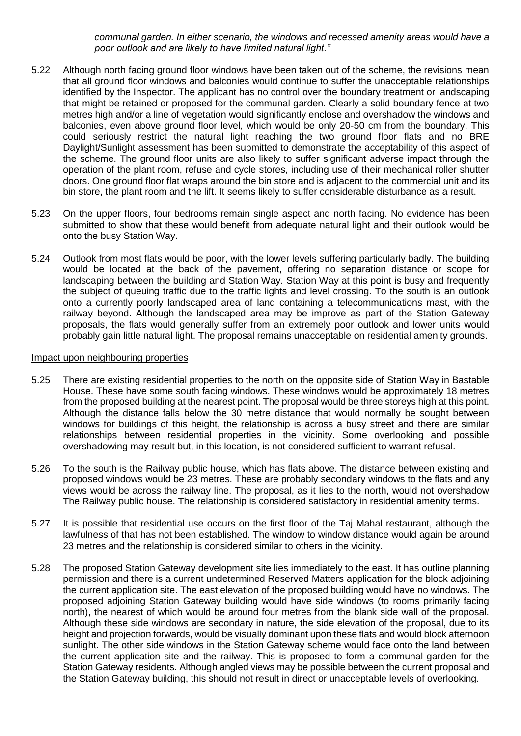*communal garden. In either scenario, the windows and recessed amenity areas would have a poor outlook and are likely to have limited natural light."*

5.22 Although north facing ground floor windows have been taken out of the scheme, the revisions mean that all ground floor windows and balconies would continue to suffer the unacceptable relationships identified by the Inspector. The applicant has no control over the boundary treatment or landscaping that might be retained or proposed for the communal garden. Clearly a solid boundary fence at two metres high and/or a line of vegetation would significantly enclose and overshadow the windows and balconies, even above ground floor level, which would be only 20-50 cm from the boundary. This could seriously restrict the natural light reaching the two ground floor flats and no BRE Daylight/Sunlight assessment has been submitted to demonstrate the acceptability of this aspect of the scheme. The ground floor units are also likely to suffer significant adverse impact through the operation of the plant room, refuse and cycle stores, including use of their mechanical roller shutter doors. One ground floor flat wraps around the bin store and is adjacent to the commercial unit and its bin store, the plant room and the lift. It seems likely to suffer considerable disturbance as a result.

5.23 On the upper floors, four bedrooms remain single aspect and north facing. No evidence has been submitted to show that these would benefit from adequate natural light and their outlook would be onto the busy Station Way.

5.24 Outlook from most flats would be poor, with the lower levels suffering particularly badly. The building would be located at the back of the pavement, offering no separation distance or scope for landscaping between the building and Station Way. Station Way at this point is busy and frequently the subject of queuing traffic due to the traffic lights and level crossing. To the south is an outlook onto a currently poorly landscaped area of land containing a telecommunications mast, with the railway beyond. Although the landscaped area may be improve as part of the Station Gateway proposals, the flats would generally suffer from an extremely poor outlook and lower units would probably gain little natural light. The proposal remains unacceptable on residential amenity grounds.

Impact upon neighbouring properties

5.25 There are existing residential properties to the north on the opposite side of Station Way in Bastable House. These have some south facing windows. These windows would be approximately 18 metres from the proposed building at the nearest point. The proposal would be three storeys high at this point. Although the distance falls below the 30 metre distance that would normally be sought between windows for buildings of this height, the relationship is across a busy street and there are similar relationships between residential properties in the vicinity. Some overlooking and possible overshadowing may result but, in this location, is not considered sufficient to warrant refusal.

5.26 To the south is the Railway public house, which has flats above. The distance between existing and proposed windows would be 23 metres. These are probably secondary windows to the flats and any views would be across the railway line. The proposal, as it lies to the north, would not overshadow The Railway public house. The relationship is considered satisfactory in residential amenity terms.

5.27 It is possible that residential use occurs on the first floor of the Taj Mahal restaurant, although the lawfulness of that has not been established. The window to window distance would again be around 23 metres and the relationship is considered similar to others in the vicinity.

5.28 The proposed Station Gateway development site lies immediately to the east. It has outline planning permission and there is a current undetermined Reserved Matters application for the block adjoining the current application site. The east elevation of the proposed building would have no windows. The proposed adjoining Station Gateway building would have side windows (to rooms primarily facing north), the nearest of which would be around four metres from the blank side wall of the proposal. Although these side windows are secondary in nature, the side elevation of the proposal, due to its height and projection forwards, would be visually dominant upon these flats and would block afternoon sunlight. The other side windows in the Station Gateway scheme would face onto the land between the current application site and the railway. This is proposed to form a communal garden for the Station Gateway residents. Although angled views may be possible between the current proposal and the Station Gateway building, this should not result in direct or unacceptable levels of overlooking.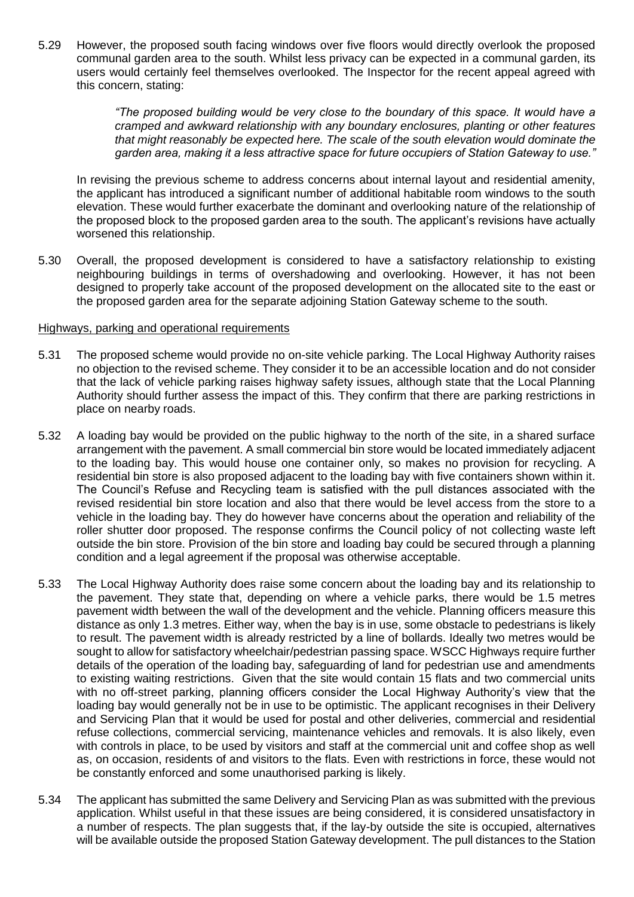5.29 However, the proposed south facing windows over five floors would directly overlook the proposed communal garden area to the south. Whilst less privacy can be expected in a communal garden, its users would certainly feel themselves overlooked. The Inspector for the recent appeal agreed with this concern, stating:

> *"The proposed building would be very close to the boundary of this space. It would have a cramped and awkward relationship with any boundary enclosures, planting or other features that might reasonably be expected here. The scale of the south elevation would dominate the garden area, making it a less attractive space for future occupiers of Station Gateway to use."*

In revising the previous scheme to address concerns about internal layout and residential amenity, the applicant has introduced a significant number of additional habitable room windows to the south elevation. These would further exacerbate the dominant and overlooking nature of the relationship of the proposed block to the proposed garden area to the south. The applicant's revisions have actually worsened this relationship.

5.30 Overall, the proposed development is considered to have a satisfactory relationship to existing neighbouring buildings in terms of overshadowing and overlooking. However, it has not been designed to properly take account of the proposed development on the allocated site to the east or the proposed garden area for the separate adjoining Station Gateway scheme to the south.

Highways, parking and operational requirements

5.31 The proposed scheme would provide no on-site vehicle parking. The Local Highway Authority raises no objection to the revised scheme. They consider it to be an accessible location and do not consider that the lack of vehicle parking raises highway safety issues, although state that the Local Planning Authority should further assess the impact of this. They confirm that there are parking restrictions in place on nearby roads.

5.32 A loading bay would be provided on the public highway to the north of the site, in a shared surface arrangement with the pavement. A small commercial bin store would be located immediately adjacent to the loading bay. This would house one container only, so makes no provision for recycling. A residential bin store is also proposed adjacent to the loading bay with five containers shown within it. The Council's Refuse and Recycling team is satisfied with the pull distances associated with the revised residential bin store location and also that there would be level access from the store to a vehicle in the loading bay. They do however have concerns about the operation and reliability of the roller shutter door proposed. The response confirms the Council policy of not collecting waste left outside the bin store. Provision of the bin store and loading bay could be secured through a planning condition and a legal agreement if the proposal was otherwise acceptable.

5.33 The Local Highway Authority does raise some concern about the loading bay and its relationship to the pavement. They state that, depending on where a vehicle parks, there would be 1.5 metres pavement width between the wall of the development and the vehicle. Planning officers measure this distance as only 1.3 metres. Either way, when the bay is in use, some obstacle to pedestrians is likely to result. The pavement width is already restricted by a line of bollards. Ideally two metres would be sought to allow for satisfactory wheelchair/pedestrian passing space. WSCC Highways require further details of the operation of the loading bay, safeguarding of land for pedestrian use and amendments to existing waiting restrictions. Given that the site would contain 15 flats and two commercial units with no off-street parking, planning officers consider the Local Highway Authority's view that the loading bay would generally not be in use to be optimistic. The applicant recognises in their Delivery and Servicing Plan that it would be used for postal and other deliveries, commercial and residential refuse collections, commercial servicing, maintenance vehicles and removals. It is also likely, even with controls in place, to be used by visitors and staff at the commercial unit and coffee shop as well as, on occasion, residents of and visitors to the flats. Even with restrictions in force, these would not be constantly enforced and some unauthorised parking is likely.

5.34 The applicant has submitted the same Delivery and Servicing Plan as was submitted with the previous application. Whilst useful in that these issues are being considered, it is considered unsatisfactory in a number of respects. The plan suggests that, if the lay-by outside the site is occupied, alternatives will be available outside the proposed Station Gateway development. The pull distances to the Station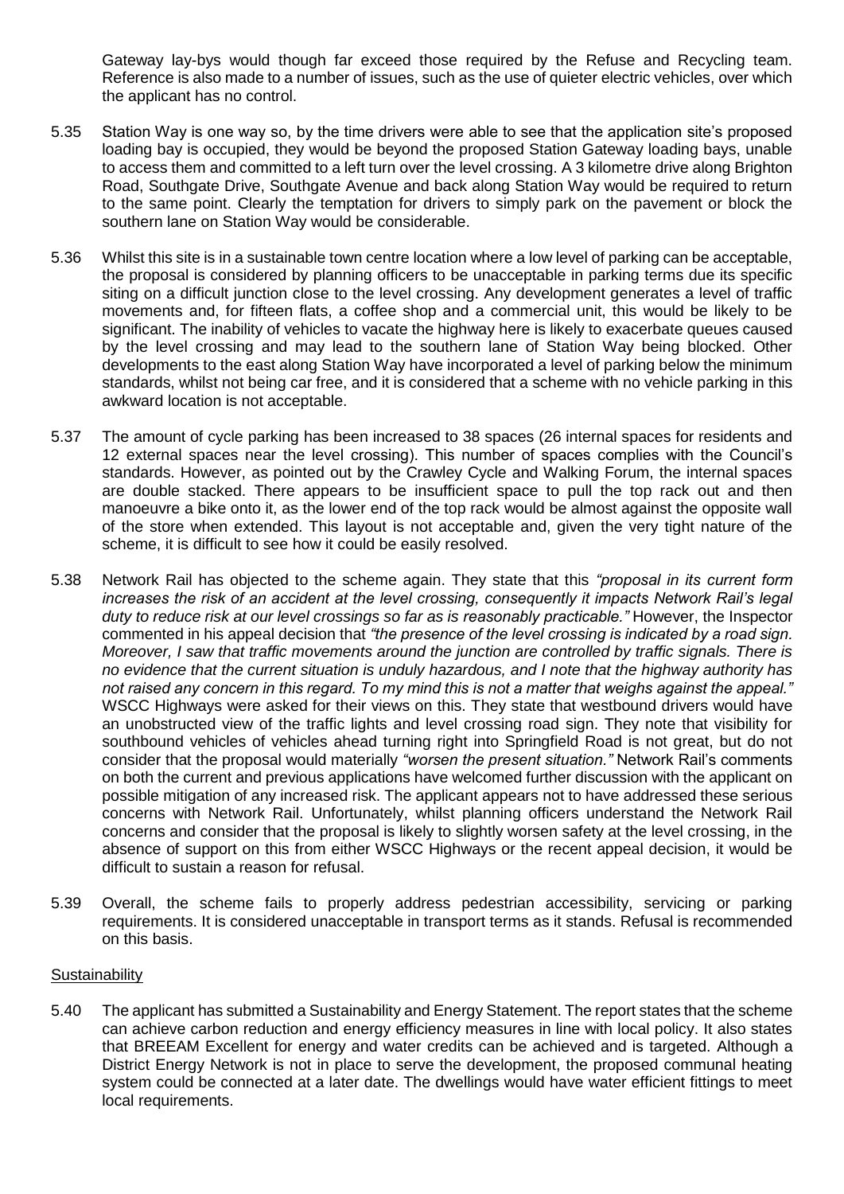Gateway lay-bys would though far exceed those required by the Refuse and Recycling team. Reference is also made to a number of issues, such as the use of quieter electric vehicles, over which the applicant has no control.

5.35 Station Way is one way so, by the time drivers were able to see that the application site's proposed loading bay is occupied, they would be beyond the proposed Station Gateway loading bays, unable to access them and committed to a left turn over the level crossing. A 3 kilometre drive along Brighton Road, Southgate Drive, Southgate Avenue and back along Station Way would be required to return to the same point. Clearly the temptation for drivers to simply park on the pavement or block the southern lane on Station Way would be considerable.

5.36 Whilst this site is in a sustainable town centre location where a low level of parking can be acceptable, the proposal is considered by planning officers to be unacceptable in parking terms due its specific siting on a difficult junction close to the level crossing. Any development generates a level of traffic movements and, for fifteen flats, a coffee shop and a commercial unit, this would be likely to be significant. The inability of vehicles to vacate the highway here is likely to exacerbate queues caused by the level crossing and may lead to the southern lane of Station Way being blocked. Other developments to the east along Station Way have incorporated a level of parking below the minimum standards, whilst not being car free, and it is considered that a scheme with no vehicle parking in this awkward location is not acceptable.

5.37 The amount of cycle parking has been increased to 38 spaces (26 internal spaces for residents and 12 external spaces near the level crossing). This number of spaces complies with the Council's standards. However, as pointed out by the Crawley Cycle and Walking Forum, the internal spaces are double stacked. There appears to be insufficient space to pull the top rack out and then manoeuvre a bike onto it, as the lower end of the top rack would be almost against the opposite wall of the store when extended. This layout is not acceptable and, given the very tight nature of the scheme, it is difficult to see how it could be easily resolved.

5.38 Network Rail has objected to the scheme again. They state that this *"proposal in its current form increases the risk of an accident at the level crossing, consequently it impacts Network Rail's legal duty to reduce risk at our level crossings so far as is reasonably practicable."* However, the Inspector commented in his appeal decision that *"the presence of the level crossing is indicated by a road sign. Moreover, I saw that traffic movements around the junction are controlled by traffic signals. There is no evidence that the current situation is unduly hazardous, and I note that the highway authority has not raised any concern in this regard. To my mind this is not a matter that weighs against the appeal."* WSCC Highways were asked for their views on this. They state that westbound drivers would have an unobstructed view of the traffic lights and level crossing road sign. They note that visibility for southbound vehicles of vehicles ahead turning right into Springfield Road is not great, but do not consider that the proposal would materially *"worsen the present situation."* Network Rail's comments on both the current and previous applications have welcomed further discussion with the applicant on possible mitigation of any increased risk. The applicant appears not to have addressed these serious concerns with Network Rail. Unfortunately, whilst planning officers understand the Network Rail concerns and consider that the proposal is likely to slightly worsen safety at the level crossing, in the absence of support on this from either WSCC Highways or the recent appeal decision, it would be difficult to sustain a reason for refusal.

5.39 Overall, the scheme fails to properly address pedestrian accessibility, servicing or parking requirements. It is considered unacceptable in transport terms as it stands. Refusal is recommended on this basis.

Sustainability

5.40 The applicant has submitted a Sustainability and Energy Statement. The report states that the scheme can achieve carbon reduction and energy efficiency measures in line with local policy. It also states that BREEAM Excellent for energy and water credits can be achieved and is targeted. Although a District Energy Network is not in place to serve the development, the proposed communal heating system could be connected at a later date. The dwellings would have water efficient fittings to meet local requirements.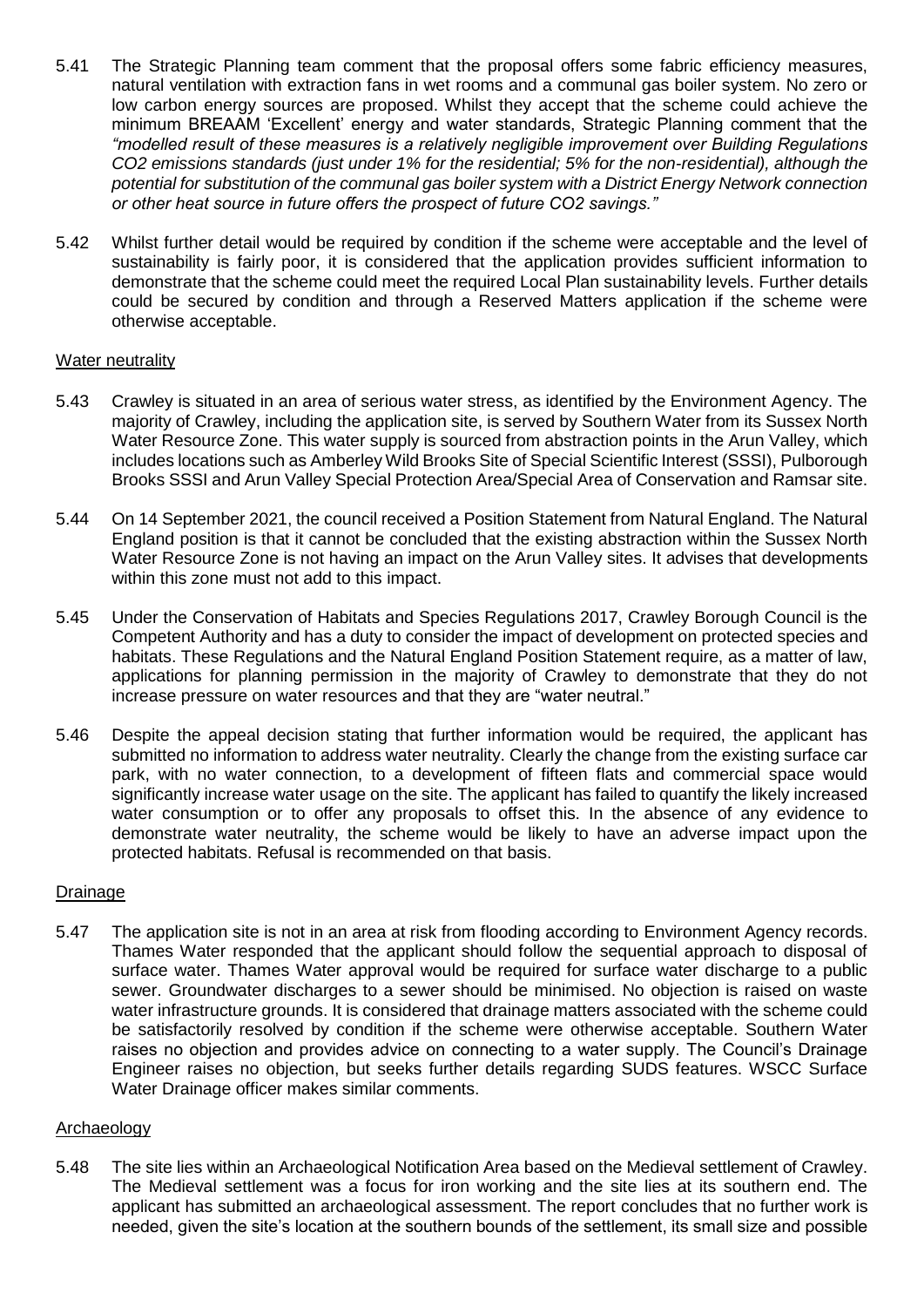5.41 The Strategic Planning team comment that the proposal offers some fabric efficiency measures, natural ventilation with extraction fans in wet rooms and a communal gas boiler system. No zero or low carbon energy sources are proposed. Whilst they accept that the scheme could achieve the minimum BREAAM 'Excellent' energy and water standards, Strategic Planning comment that the *"modelled result of these measures is a relatively negligible improvement over Building Regulations CO2 emissions standards (just under 1% for the residential; 5% for the non-residential), although the potential for substitution of the communal gas boiler system with a District Energy Network connection or other heat source in future offers the prospect of future CO2 savings."*

5.42 Whilst further detail would be required by condition if the scheme were acceptable and the level of sustainability is fairly poor, it is considered that the application provides sufficient information to demonstrate that the scheme could meet the required Local Plan sustainability levels. Further details could be secured by condition and through a Reserved Matters application if the scheme were otherwise acceptable.

### Water neutrality

5.43 Crawley is situated in an area of serious water stress, as identified by the Environment Agency. The majority of Crawley, including the application site, is served by Southern Water from its Sussex North Water Resource Zone. This water supply is sourced from abstraction points in the Arun Valley, which includes locations such as Amberley Wild Brooks Site of Special Scientific Interest (SSSI), Pulborough Brooks SSSI and Arun Valley Special Protection Area/Special Area of Conservation and Ramsar site.

5.44 On 14 September 2021, the council received a Position Statement from Natural England. The Natural England position is that it cannot be concluded that the existing abstraction within the Sussex North Water Resource Zone is not having an impact on the Arun Valley sites. It advises that developments within this zone must not add to this impact.

5.45 Under the Conservation of Habitats and Species Regulations 2017, Crawley Borough Council is the Competent Authority and has a duty to consider the impact of development on protected species and habitats. These Regulations and the Natural England Position Statement require, as a matter of law, applications for planning permission in the majority of Crawley to demonstrate that they do not increase pressure on water resources and that they are "water neutral."

5.46 Despite the appeal decision stating that further information would be required, the applicant has submitted no information to address water neutrality. Clearly the change from the existing surface car park, with no water connection, to a development of fifteen flats and commercial space would significantly increase water usage on the site. The applicant has failed to quantify the likely increased water consumption or to offer any proposals to offset this. In the absence of any evidence to demonstrate water neutrality, the scheme would be likely to have an adverse impact upon the protected habitats. Refusal is recommended on that basis.

### Drainage

5.47 The application site is not in an area at risk from flooding according to Environment Agency records. Thames Water responded that the applicant should follow the sequential approach to disposal of surface water. Thames Water approval would be required for surface water discharge to a public sewer. Groundwater discharges to a sewer should be minimised. No objection is raised on waste water infrastructure grounds. It is considered that drainage matters associated with the scheme could be satisfactorily resolved by condition if the scheme were otherwise acceptable. Southern Water raises no objection and provides advice on connecting to a water supply. The Council's Drainage Engineer raises no objection, but seeks further details regarding SUDS features. WSCC Surface Water Drainage officer makes similar comments.

### Archaeology

5.48 The site lies within an Archaeological Notification Area based on the Medieval settlement of Crawley. The Medieval settlement was a focus for iron working and the site lies at its southern end. The applicant has submitted an archaeological assessment. The report concludes that no further work is needed, given the site's location at the southern bounds of the settlement, its small size and possible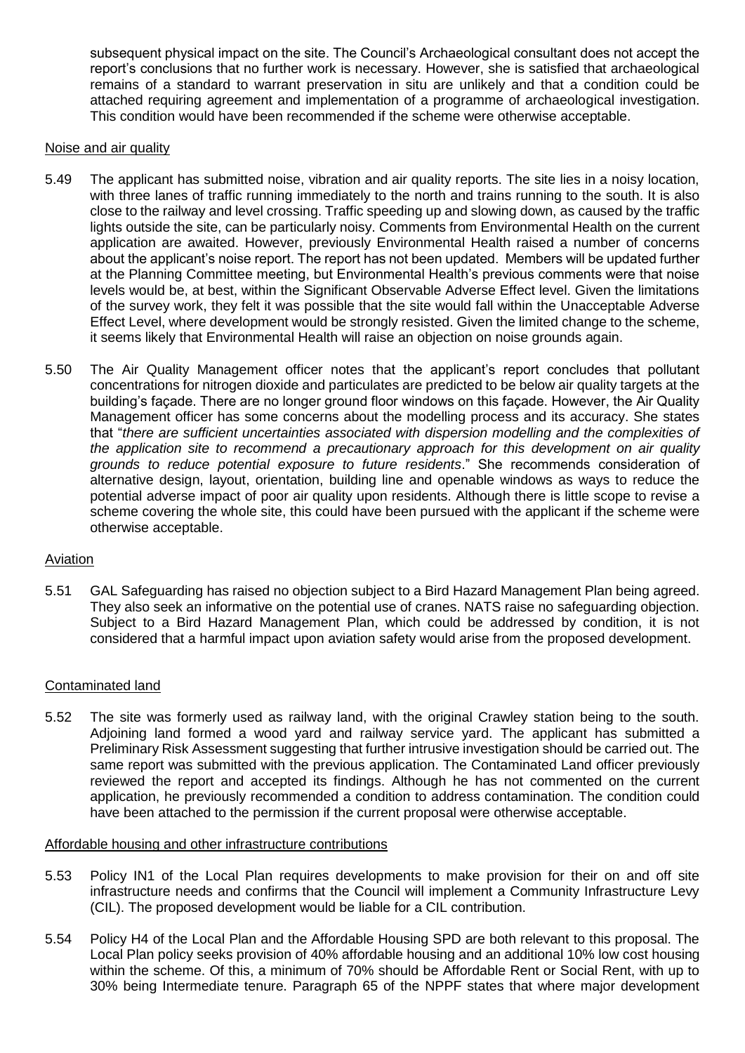subsequent physical impact on the site. The Council's Archaeological consultant does not accept the report's conclusions that no further work is necessary. However, she is satisfied that archaeological remains of a standard to warrant preservation in situ are unlikely and that a condition could be attached requiring agreement and implementation of a programme of archaeological investigation. This condition would have been recommended if the scheme were otherwise acceptable.

Noise and air quality

5.49 The applicant has submitted noise, vibration and air quality reports. The site lies in a noisy location, with three lanes of traffic running immediately to the north and trains running to the south. It is also close to the railway and level crossing. Traffic speeding up and slowing down, as caused by the traffic lights outside the site, can be particularly noisy. Comments from Environmental Health on the current application are awaited. However, previously Environmental Health raised a number of concerns about the applicant's noise report. The report has not been updated. Members will be updated further at the Planning Committee meeting, but Environmental Health's previous comments were that noise levels would be, at best, within the Significant Observable Adverse Effect level. Given the limitations of the survey work, they felt it was possible that the site would fall within the Unacceptable Adverse Effect Level, where development would be strongly resisted. Given the limited change to the scheme, it seems likely that Environmental Health will raise an objection on noise grounds again.

5.50 The Air Quality Management officer notes that the applicant's report concludes that pollutant concentrations for nitrogen dioxide and particulates are predicted to be below air quality targets at the building's façade. There are no longer ground floor windows on this façade. However, the Air Quality Management officer has some concerns about the modelling process and its accuracy. She states that "*there are sufficient uncertainties associated with dispersion modelling and the complexities of the application site to recommend a precautionary approach for this development on air quality grounds to reduce potential exposure to future residents*." She recommends consideration of alternative design, layout, orientation, building line and openable windows as ways to reduce the potential adverse impact of poor air quality upon residents. Although there is little scope to revise a scheme covering the whole site, this could have been pursued with the applicant if the scheme were otherwise acceptable.

Aviation

5.51 GAL Safeguarding has raised no objection subject to a Bird Hazard Management Plan being agreed. They also seek an informative on the potential use of cranes. NATS raise no safeguarding objection. Subject to a Bird Hazard Management Plan, which could be addressed by condition, it is not considered that a harmful impact upon aviation safety would arise from the proposed development.

Contaminated land

5.52 The site was formerly used as railway land, with the original Crawley station being to the south. Adjoining land formed a wood yard and railway service yard. The applicant has submitted a Preliminary Risk Assessment suggesting that further intrusive investigation should be carried out. The same report was submitted with the previous application. The Contaminated Land officer previously reviewed the report and accepted its findings. Although he has not commented on the current application, he previously recommended a condition to address contamination. The condition could have been attached to the permission if the current proposal were otherwise acceptable.

Affordable housing and other infrastructure contributions

5.53 Policy IN1 of the Local Plan requires developments to make provision for their on and off site infrastructure needs and confirms that the Council will implement a Community Infrastructure Levy (CIL). The proposed development would be liable for a CIL contribution.

5.54 Policy H4 of the Local Plan and the Affordable Housing SPD are both relevant to this proposal. The Local Plan policy seeks provision of 40% affordable housing and an additional 10% low cost housing within the scheme. Of this, a minimum of 70% should be Affordable Rent or Social Rent, with up to 30% being Intermediate tenure. Paragraph 65 of the NPPF states that where major development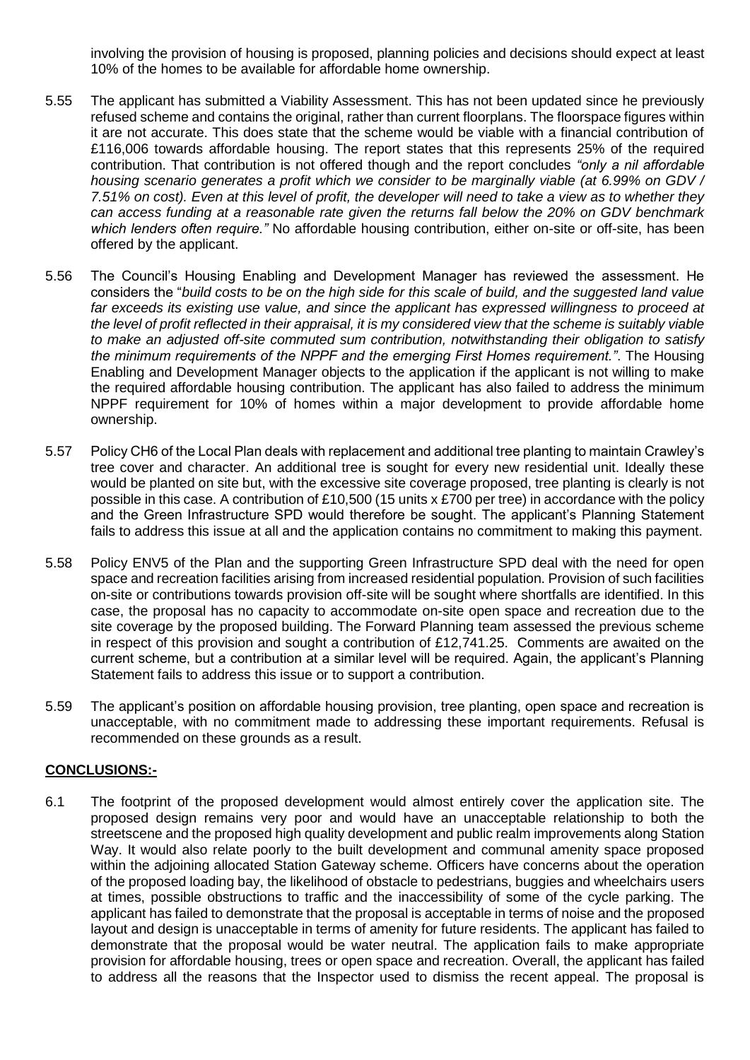involving the provision of housing is proposed, planning policies and decisions should expect at least 10% of the homes to be available for affordable home ownership.

5.55 The applicant has submitted a Viability Assessment. This has not been updated since he previously refused scheme and contains the original, rather than current floorplans. The floorspace figures within it are not accurate. This does state that the scheme would be viable with a financial contribution of £116,006 towards affordable housing. The report states that this represents 25% of the required contribution. That contribution is not offered though and the report concludes *"only a nil affordable housing scenario generates a profit which we consider to be marginally viable (at 6.99% on GDV / 7.51% on cost). Even at this level of profit, the developer will need to take a view as to whether they can access funding at a reasonable rate given the returns fall below the 20% on GDV benchmark which lenders often require."* No affordable housing contribution, either on-site or off-site, has been offered by the applicant.

5.56 The Council's Housing Enabling and Development Manager has reviewed the assessment. He considers the "*build costs to be on the high side for this scale of build, and the suggested land value far exceeds its existing use value, and since the applicant has expressed willingness to proceed at the level of profit reflected in their appraisal, it is my considered view that the scheme is suitably viable to make an adjusted off-site commuted sum contribution, notwithstanding their obligation to satisfy the minimum requirements of the NPPF and the emerging First Homes requirement."*. The Housing Enabling and Development Manager objects to the application if the applicant is not willing to make the required affordable housing contribution. The applicant has also failed to address the minimum NPPF requirement for 10% of homes within a major development to provide affordable home ownership.

5.57 Policy CH6 of the Local Plan deals with replacement and additional tree planting to maintain Crawley's tree cover and character. An additional tree is sought for every new residential unit. Ideally these would be planted on site but, with the excessive site coverage proposed, tree planting is clearly is not possible in this case. A contribution of £10,500 (15 units x £700 per tree) in accordance with the policy and the Green Infrastructure SPD would therefore be sought. The applicant's Planning Statement fails to address this issue at all and the application contains no commitment to making this payment.

5.58 Policy ENV5 of the Plan and the supporting Green Infrastructure SPD deal with the need for open space and recreation facilities arising from increased residential population. Provision of such facilities on-site or contributions towards provision off-site will be sought where shortfalls are identified. In this case, the proposal has no capacity to accommodate on-site open space and recreation due to the site coverage by the proposed building. The Forward Planning team assessed the previous scheme in respect of this provision and sought a contribution of £12,741.25. Comments are awaited on the current scheme, but a contribution at a similar level will be required. Again, the applicant's Planning Statement fails to address this issue or to support a contribution.

5.59 The applicant's position on affordable housing provision, tree planting, open space and recreation is unacceptable, with no commitment made to addressing these important requirements. Refusal is recommended on these grounds as a result.

## CONCLUSIONS:-

6.1 The footprint of the proposed development would almost entirely cover the application site. The proposed design remains very poor and would have an unacceptable relationship to both the streetscene and the proposed high quality development and public realm improvements along Station Way. It would also relate poorly to the built development and communal amenity space proposed within the adjoining allocated Station Gateway scheme. Officers have concerns about the operation of the proposed loading bay, the likelihood of obstacle to pedestrians, buggies and wheelchairs users at times, possible obstructions to traffic and the inaccessibility of some of the cycle parking. The applicant has failed to demonstrate that the proposal is acceptable in terms of noise and the proposed layout and design is unacceptable in terms of amenity for future residents. The applicant has failed to demonstrate that the proposal would be water neutral. The application fails to make appropriate provision for affordable housing, trees or open space and recreation. Overall, the applicant has failed to address all the reasons that the Inspector used to dismiss the recent appeal. The proposal is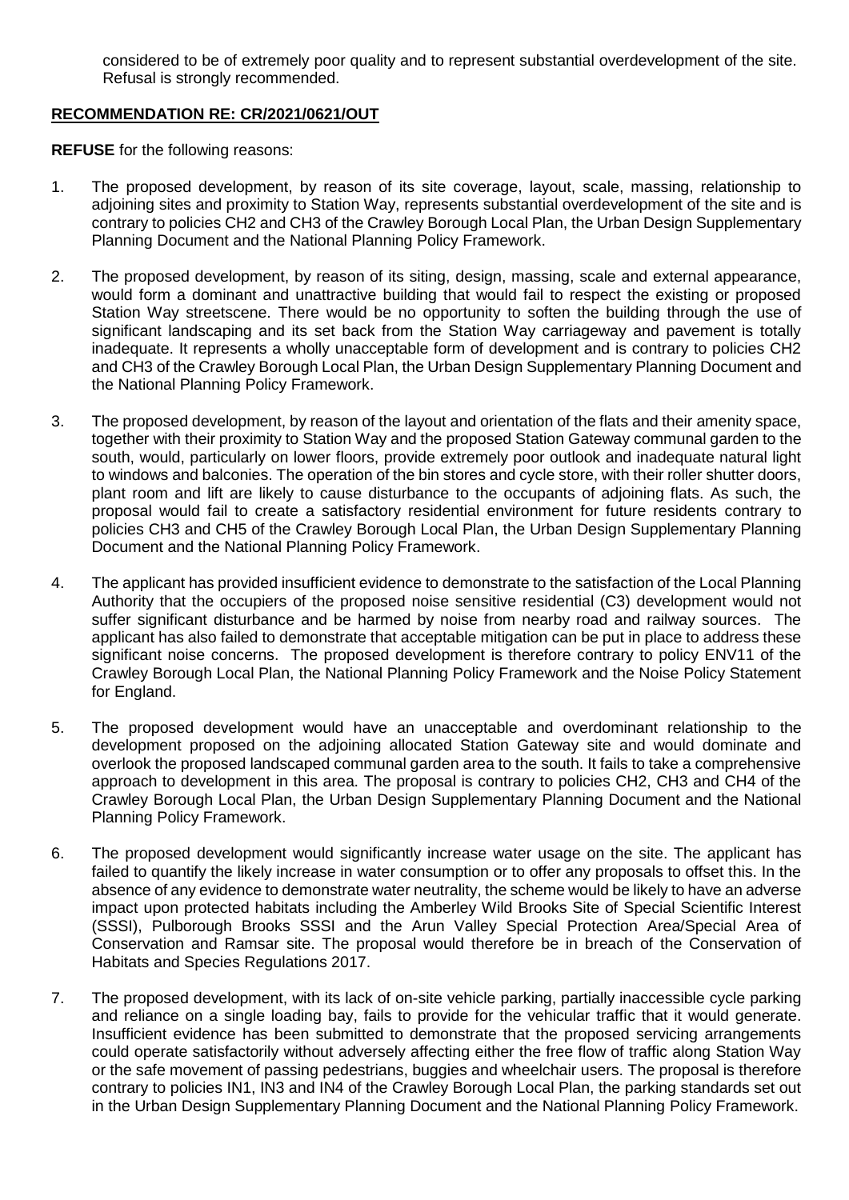considered to be of extremely poor quality and to represent substantial overdevelopment of the site. Refusal is strongly recommended.

## **RECOMMENDATION RE: CR/2021/0621/OUT**

**REFUSE** for the following reasons:

1. The proposed development, by reason of its site coverage, layout, scale, massing, relationship to adjoining sites and proximity to Station Way, represents substantial overdevelopment of the site and is contrary to policies CH2 and CH3 of the Crawley Borough Local Plan, the Urban Design Supplementary Planning Document and the National Planning Policy Framework.

2. The proposed development, by reason of its siting, design, massing, scale and external appearance, would form a dominant and unattractive building that would fail to respect the existing or proposed Station Way streetscene. There would be no opportunity to soften the building through the use of significant landscaping and its set back from the Station Way carriageway and pavement is totally inadequate. It represents a wholly unacceptable form of development and is contrary to policies CH2 and CH3 of the Crawley Borough Local Plan, the Urban Design Supplementary Planning Document and the National Planning Policy Framework.

3. The proposed development, by reason of the layout and orientation of the flats and their amenity space, together with their proximity to Station Way and the proposed Station Gateway communal garden to the south, would, particularly on lower floors, provide extremely poor outlook and inadequate natural light to windows and balconies. The operation of the bin stores and cycle store, with their roller shutter doors, plant room and lift are likely to cause disturbance to the occupants of adjoining flats. As such, the proposal would fail to create a satisfactory residential environment for future residents contrary to policies CH3 and CH5 of the Crawley Borough Local Plan, the Urban Design Supplementary Planning Document and the National Planning Policy Framework.

4. The applicant has provided insufficient evidence to demonstrate to the satisfaction of the Local Planning Authority that the occupiers of the proposed noise sensitive residential (C3) development would not suffer significant disturbance and be harmed by noise from nearby road and railway sources. The applicant has also failed to demonstrate that acceptable mitigation can be put in place to address these significant noise concerns. The proposed development is therefore contrary to policy ENV11 of the Crawley Borough Local Plan, the National Planning Policy Framework and the Noise Policy Statement for England.

5. The proposed development would have an unacceptable and overdominant relationship to the development proposed on the adjoining allocated Station Gateway site and would dominate and overlook the proposed landscaped communal garden area to the south. It fails to take a comprehensive approach to development in this area. The proposal is contrary to policies CH2, CH3 and CH4 of the Crawley Borough Local Plan, the Urban Design Supplementary Planning Document and the National Planning Policy Framework.

6. The proposed development would significantly increase water usage on the site. The applicant has failed to quantify the likely increase in water consumption or to offer any proposals to offset this. In the absence of any evidence to demonstrate water neutrality, the scheme would be likely to have an adverse impact upon protected habitats including the Amberley Wild Brooks Site of Special Scientific Interest (SSSI), Pulborough Brooks SSSI and the Arun Valley Special Protection Area/Special Area of Conservation and Ramsar site. The proposal would therefore be in breach of the Conservation of Habitats and Species Regulations 2017.

7. The proposed development, with its lack of on-site vehicle parking, partially inaccessible cycle parking and reliance on a single loading bay, fails to provide for the vehicular traffic that it would generate. Insufficient evidence has been submitted to demonstrate that the proposed servicing arrangements could operate satisfactorily without adversely affecting either the free flow of traffic along Station Way or the safe movement of passing pedestrians, buggies and wheelchair users. The proposal is therefore contrary to policies IN1, IN3 and IN4 of the Crawley Borough Local Plan, the parking standards set out in the Urban Design Supplementary Planning Document and the National Planning Policy Framework.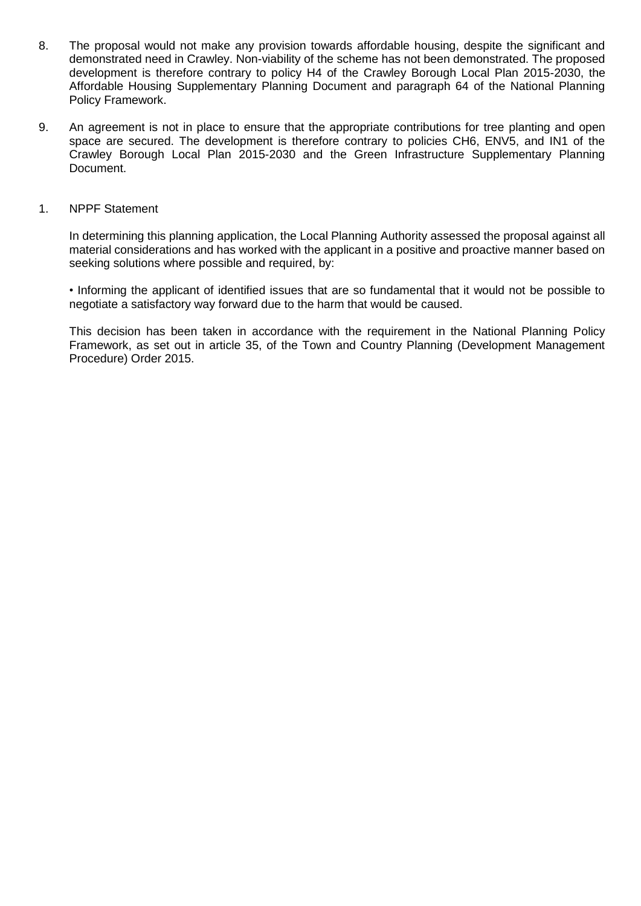8. The proposal would not make any provision towards affordable housing, despite the significant and demonstrated need in Crawley. Non-viability of the scheme has not been demonstrated. The proposed development is therefore contrary to policy H4 of the Crawley Borough Local Plan 2015-2030, the Affordable Housing Supplementary Planning Document and paragraph 64 of the National Planning Policy Framework.

9. An agreement is not in place to ensure that the appropriate contributions for tree planting and open space are secured. The development is therefore contrary to policies CH6, ENV5, and IN1 of the Crawley Borough Local Plan 2015-2030 and the Green Infrastructure Supplementary Planning Document.

1. NPPF Statement

   In determining this planning application, the Local Planning Authority assessed the proposal against all material considerations and has worked with the applicant in a positive and proactive manner based on seeking solutions where possible and required, by:

   • Informing the applicant of identified issues that are so fundamental that it would not be possible to negotiate a satisfactory way forward due to the harm that would be caused.

   This decision has been taken in accordance with the requirement in the National Planning Policy Framework, as set out in article 35, of the Town and Country Planning (Development Management Procedure) Order 2015.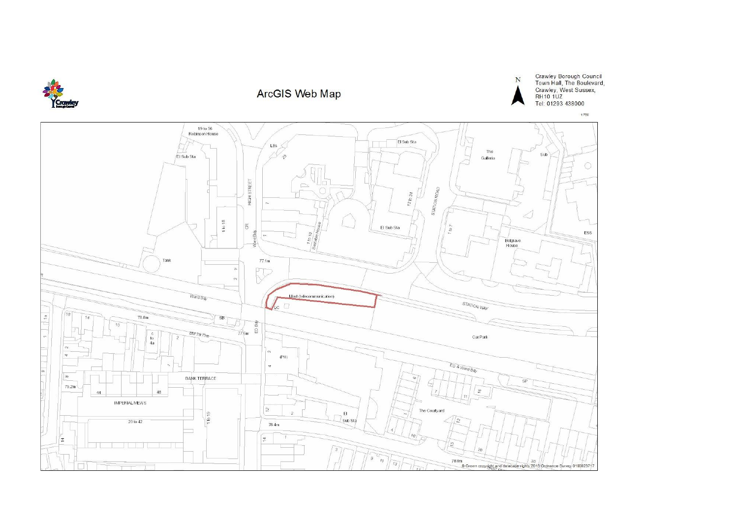# ArcGIS Web Map

Crawley Borough Council
Town Hall, The Boulevard,
Crawley, West Sussex,
RH10 1UZ
Tel: 01293 438000

1:750

19 to 56
Robinson House

El Sub Sta

LBs

El Sub Sta

The Galleria

Sub

HIGH STREET

STATION ROAD

1 to 18

CR

Ward Bdy

7

1

1 to 10 Bastable House

12 to 24

El Sub Sta

1 to 7

Belgrave House

ESS

Tank

77.1m

Mast (telecommunication)

LC

STATION WAY

Ward Bdy

78.8m

SB

77.5m

ED Bdy

BM 78.75m

Car Park

(PH)

ED & Ward Bdy

SP

BANK TERRACE

79.2m

44

48

IMPERIAL MEWS

20 to 42

1 to 19

The Courtyard

El Sub Sta

78.4m

78.0m

© Crown copyright and database rights 2018 Ordnance Survey 0100023717